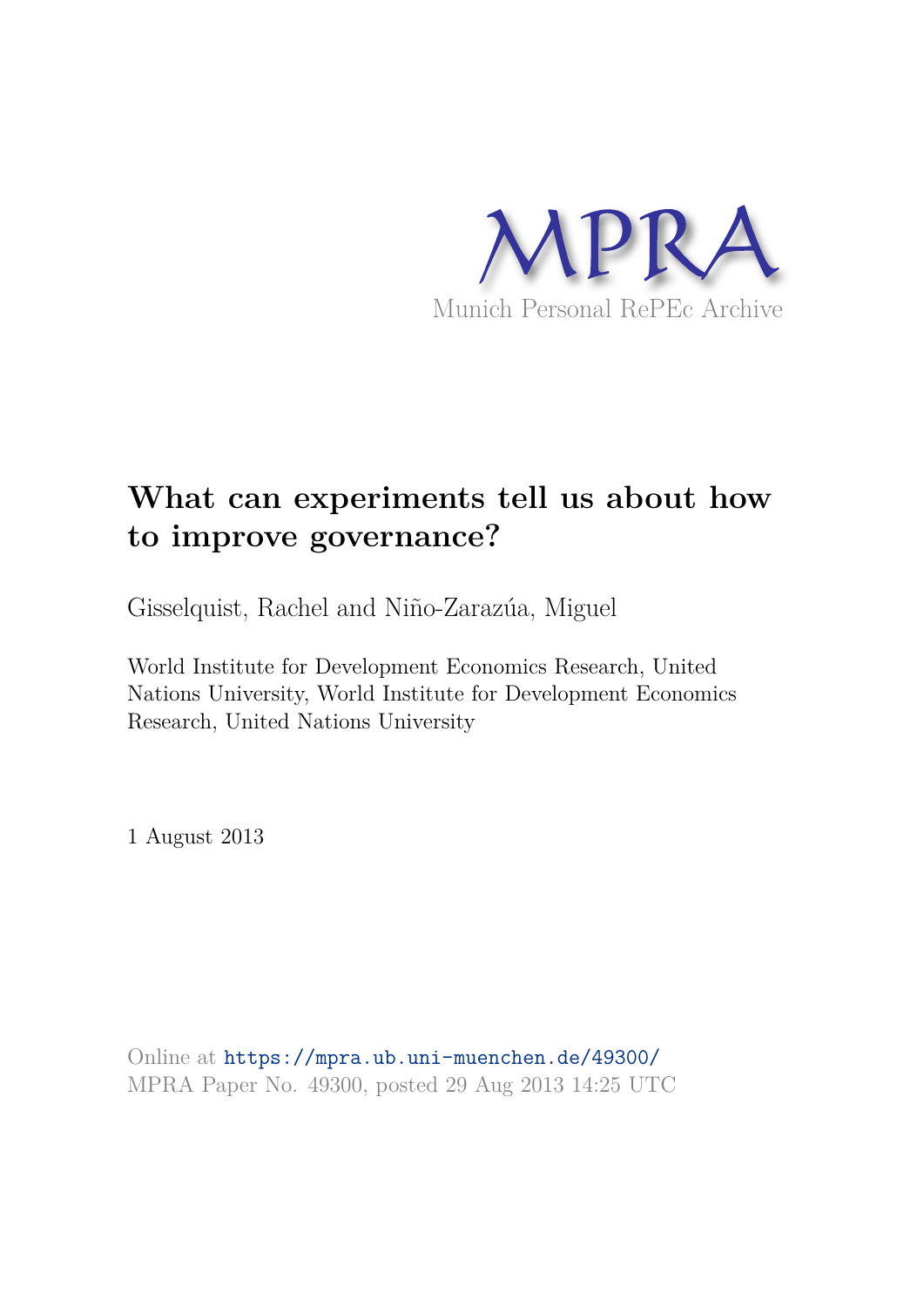MPRA

Munich Personal RePEc Archive

# What can experiments tell us about how to improve governance?

Gisselquist, Rachel and Niño-Zarazúa, Miguel

World Institute for Development Economics Research, United Nations University, World Institute for Development Economics Research, United Nations University

1 August 2013

Online at https://mpra.ub.uni-muenchen.de/49300/
MPRA Paper No. 49300, posted 29 Aug 2013 14:25 UTC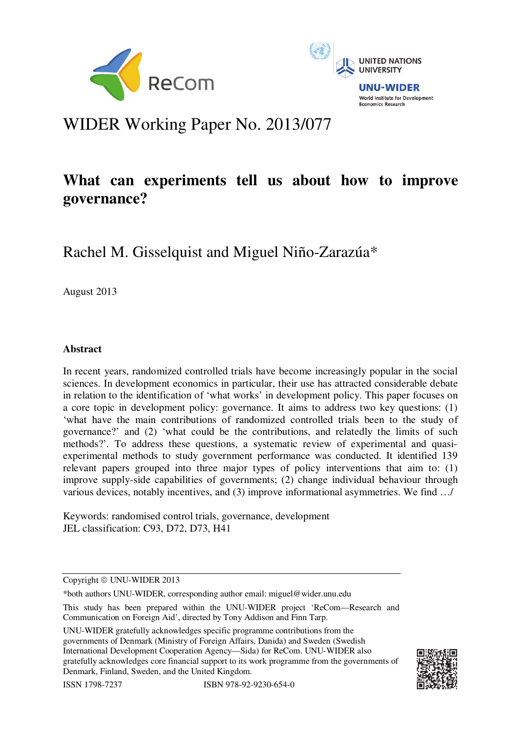WIDER Working Paper No. 2013/077

# What can experiments tell us about how to improve governance?

Rachel M. Gisselquist and Miguel Niño-Zarazúa*

August 2013

## Abstract

In recent years, randomized controlled trials have become increasingly popular in the social sciences. In development economics in particular, their use has attracted considerable debate in relation to the identification of 'what works' in development policy. This paper focuses on a core topic in development policy: governance. It aims to address two key questions: (1) 'what have the main contributions of randomized controlled trials been to the study of governance?' and (2) 'what could be the contributions, and relatedly the limits of such methods?'. To address these questions, a systematic review of experimental and quasi-experimental methods to study government performance was conducted. It identified 139 relevant papers grouped into three major types of policy interventions that aim to: (1) improve supply-side capabilities of governments; (2) change individual behaviour through various devices, notably incentives, and (3) improve informational asymmetries. We find …/

Keywords: randomised control trials, governance, development
JEL classification: C93, D72, D73, H41

---

Copyright © UNU-WIDER 2013

*both authors UNU-WIDER, corresponding author email: miguel@wider.unu.edu

This study has been prepared within the UNU-WIDER project 'ReCom—Research and Communication on Foreign Aid', directed by Tony Addison and Finn Tarp.

UNU-WIDER gratefully acknowledges specific programme contributions from the governments of Denmark (Ministry of Foreign Affairs, Danida) and Sweden (Swedish International Development Cooperation Agency—Sida) for ReCom. UNU-WIDER also gratefully acknowledges core financial support to its work programme from the governments of Denmark, Finland, Sweden, and the United Kingdom.

ISSN 1798-7237 ISBN 978-92-9230-654-0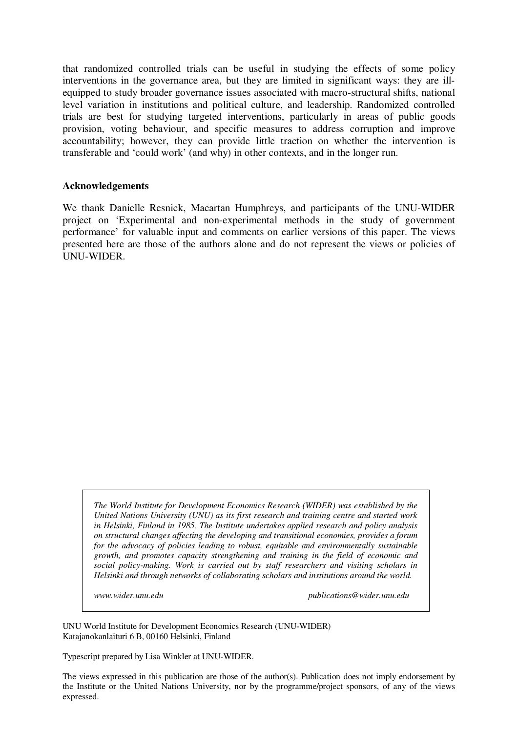that randomized controlled trials can be useful in studying the effects of some policy interventions in the governance area, but they are limited in significant ways: they are ill-equipped to study broader governance issues associated with macro-structural shifts, national level variation in institutions and political culture, and leadership. Randomized controlled trials are best for studying targeted interventions, particularly in areas of public goods provision, voting behaviour, and specific measures to address corruption and improve accountability; however, they can provide little traction on whether the intervention is transferable and 'could work' (and why) in other contexts, and in the longer run.

**Acknowledgements**

We thank Danielle Resnick, Macartan Humphreys, and participants of the UNU-WIDER project on 'Experimental and non-experimental methods in the study of government performance' for valuable input and comments on earlier versions of this paper. The views presented here are those of the authors alone and do not represent the views or policies of UNU-WIDER.

*The World Institute for Development Economics Research (WIDER) was established by the United Nations University (UNU) as its first research and training centre and started work in Helsinki, Finland in 1985. The Institute undertakes applied research and policy analysis on structural changes affecting the developing and transitional economies, provides a forum for the advocacy of policies leading to robust, equitable and environmentally sustainable growth, and promotes capacity strengthening and training in the field of economic and social policy-making. Work is carried out by staff researchers and visiting scholars in Helsinki and through networks of collaborating scholars and institutions around the world.*

*www.wider.unu.edu* *publications@wider.unu.edu*

UNU World Institute for Development Economics Research (UNU-WIDER)
Katajanokanlaituri 6 B, 00160 Helsinki, Finland

Typescript prepared by Lisa Winkler at UNU-WIDER.

The views expressed in this publication are those of the author(s). Publication does not imply endorsement by the Institute or the United Nations University, nor by the programme/project sponsors, of any of the views expressed.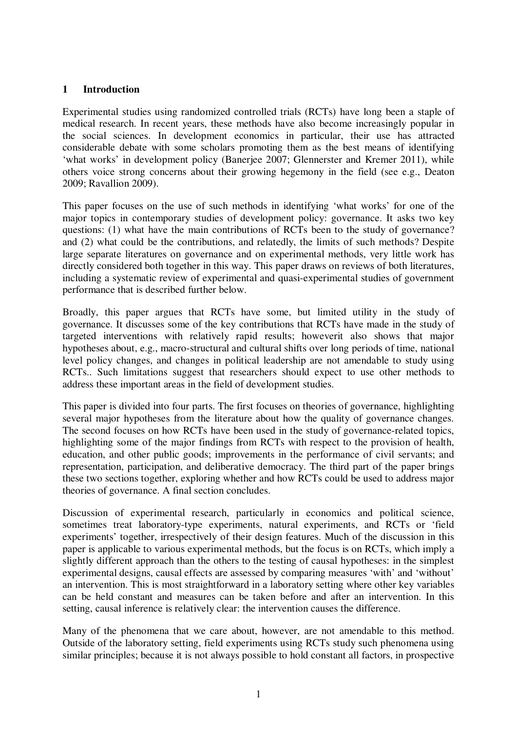# 1 Introduction

Experimental studies using randomized controlled trials (RCTs) have long been a staple of medical research. In recent years, these methods have also become increasingly popular in the social sciences. In development economics in particular, their use has attracted considerable debate with some scholars promoting them as the best means of identifying 'what works' in development policy (Banerjee 2007; Glennerster and Kremer 2011), while others voice strong concerns about their growing hegemony in the field (see e.g., Deaton 2009; Ravallion 2009).

This paper focuses on the use of such methods in identifying 'what works' for one of the major topics in contemporary studies of development policy: governance. It asks two key questions: (1) what have the main contributions of RCTs been to the study of governance? and (2) what could be the contributions, and relatedly, the limits of such methods? Despite large separate literatures on governance and on experimental methods, very little work has directly considered both together in this way. This paper draws on reviews of both literatures, including a systematic review of experimental and quasi-experimental studies of government performance that is described further below.

Broadly, this paper argues that RCTs have some, but limited utility in the study of governance. It discusses some of the key contributions that RCTs have made in the study of targeted interventions with relatively rapid results; howeverit also shows that major hypotheses about, e.g., macro-structural and cultural shifts over long periods of time, national level policy changes, and changes in political leadership are not amendable to study using RCTs.. Such limitations suggest that researchers should expect to use other methods to address these important areas in the field of development studies.

This paper is divided into four parts. The first focuses on theories of governance, highlighting several major hypotheses from the literature about how the quality of governance changes. The second focuses on how RCTs have been used in the study of governance-related topics, highlighting some of the major findings from RCTs with respect to the provision of health, education, and other public goods; improvements in the performance of civil servants; and representation, participation, and deliberative democracy. The third part of the paper brings these two sections together, exploring whether and how RCTs could be used to address major theories of governance. A final section concludes.

Discussion of experimental research, particularly in economics and political science, sometimes treat laboratory-type experiments, natural experiments, and RCTs or 'field experiments' together, irrespectively of their design features. Much of the discussion in this paper is applicable to various experimental methods, but the focus is on RCTs, which imply a slightly different approach than the others to the testing of causal hypotheses: in the simplest experimental designs, causal effects are assessed by comparing measures 'with' and 'without' an intervention. This is most straightforward in a laboratory setting where other key variables can be held constant and measures can be taken before and after an intervention. In this setting, causal inference is relatively clear: the intervention causes the difference.

Many of the phenomena that we care about, however, are not amendable to this method. Outside of the laboratory setting, field experiments using RCTs study such phenomena using similar principles; because it is not always possible to hold constant all factors, in prospective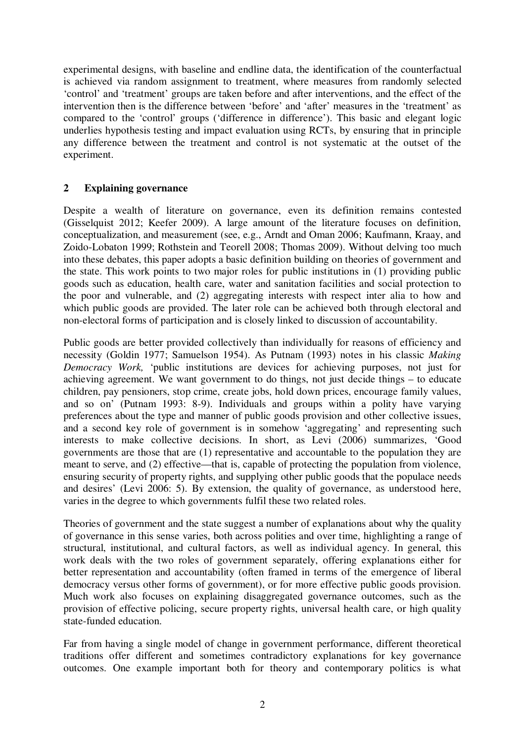experimental designs, with baseline and endline data, the identification of the counterfactual is achieved via random assignment to treatment, where measures from randomly selected 'control' and 'treatment' groups are taken before and after interventions, and the effect of the intervention then is the difference between 'before' and 'after' measures in the 'treatment' as compared to the 'control' groups ('difference in difference'). This basic and elegant logic underlies hypothesis testing and impact evaluation using RCTs, by ensuring that in principle any difference between the treatment and control is not systematic at the outset of the experiment.

## 2 Explaining governance

Despite a wealth of literature on governance, even its definition remains contested (Gisselquist 2012; Keefer 2009). A large amount of the literature focuses on definition, conceptualization, and measurement (see, e.g., Arndt and Oman 2006; Kaufmann, Kraay, and Zoido-Lobaton 1999; Rothstein and Teorell 2008; Thomas 2009). Without delving too much into these debates, this paper adopts a basic definition building on theories of government and the state. This work points to two major roles for public institutions in (1) providing public goods such as education, health care, water and sanitation facilities and social protection to the poor and vulnerable, and (2) aggregating interests with respect inter alia to how and which public goods are provided. The later role can be achieved both through electoral and non-electoral forms of participation and is closely linked to discussion of accountability.

Public goods are better provided collectively than individually for reasons of efficiency and necessity (Goldin 1977; Samuelson 1954). As Putnam (1993) notes in his classic *Making Democracy Work,* 'public institutions are devices for achieving purposes, not just for achieving agreement. We want government to do things, not just decide things – to educate children, pay pensioners, stop crime, create jobs, hold down prices, encourage family values, and so on' (Putnam 1993: 8-9). Individuals and groups within a polity have varying preferences about the type and manner of public goods provision and other collective issues, and a second key role of government is in somehow 'aggregating' and representing such interests to make collective decisions. In short, as Levi (2006) summarizes, 'Good governments are those that are (1) representative and accountable to the population they are meant to serve, and (2) effective—that is, capable of protecting the population from violence, ensuring security of property rights, and supplying other public goods that the populace needs and desires' (Levi 2006: 5). By extension, the quality of governance, as understood here, varies in the degree to which governments fulfil these two related roles.

Theories of government and the state suggest a number of explanations about why the quality of governance in this sense varies, both across polities and over time, highlighting a range of structural, institutional, and cultural factors, as well as individual agency. In general, this work deals with the two roles of government separately, offering explanations either for better representation and accountability (often framed in terms of the emergence of liberal democracy versus other forms of government), or for more effective public goods provision. Much work also focuses on explaining disaggregated governance outcomes, such as the provision of effective policing, secure property rights, universal health care, or high quality state-funded education.

Far from having a single model of change in government performance, different theoretical traditions offer different and sometimes contradictory explanations for key governance outcomes. One example important both for theory and contemporary politics is what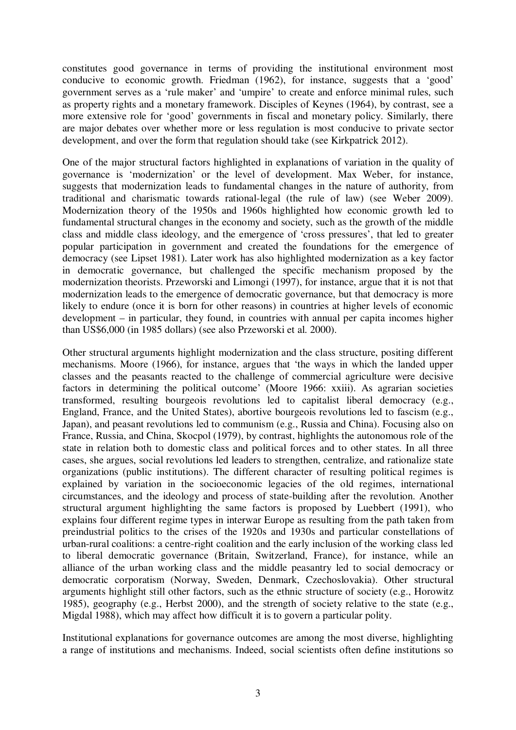constitutes good governance in terms of providing the institutional environment most conducive to economic growth. Friedman (1962), for instance, suggests that a 'good' government serves as a 'rule maker' and 'umpire' to create and enforce minimal rules, such as property rights and a monetary framework. Disciples of Keynes (1964), by contrast, see a more extensive role for 'good' governments in fiscal and monetary policy. Similarly, there are major debates over whether more or less regulation is most conducive to private sector development, and over the form that regulation should take (see Kirkpatrick 2012).

One of the major structural factors highlighted in explanations of variation in the quality of governance is 'modernization' or the level of development. Max Weber, for instance, suggests that modernization leads to fundamental changes in the nature of authority, from traditional and charismatic towards rational-legal (the rule of law) (see Weber 2009). Modernization theory of the 1950s and 1960s highlighted how economic growth led to fundamental structural changes in the economy and society, such as the growth of the middle class and middle class ideology, and the emergence of 'cross pressures', that led to greater popular participation in government and created the foundations for the emergence of democracy (see Lipset 1981). Later work has also highlighted modernization as a key factor in democratic governance, but challenged the specific mechanism proposed by the modernization theorists. Przeworski and Limongi (1997), for instance, argue that it is not that modernization leads to the emergence of democratic governance, but that democracy is more likely to endure (once it is born for other reasons) in countries at higher levels of economic development – in particular, they found, in countries with annual per capita incomes higher than US$6,000 (in 1985 dollars) (see also Przeworski et al. 2000).

Other structural arguments highlight modernization and the class structure, positing different mechanisms. Moore (1966), for instance, argues that 'the ways in which the landed upper classes and the peasants reacted to the challenge of commercial agriculture were decisive factors in determining the political outcome' (Moore 1966: xxiii). As agrarian societies transformed, resulting bourgeois revolutions led to capitalist liberal democracy (e.g., England, France, and the United States), abortive bourgeois revolutions led to fascism (e.g., Japan), and peasant revolutions led to communism (e.g., Russia and China). Focusing also on France, Russia, and China, Skocpol (1979), by contrast, highlights the autonomous role of the state in relation both to domestic class and political forces and to other states. In all three cases, she argues, social revolutions led leaders to strengthen, centralize, and rationalize state organizations (public institutions). The different character of resulting political regimes is explained by variation in the socioeconomic legacies of the old regimes, international circumstances, and the ideology and process of state-building after the revolution. Another structural argument highlighting the same factors is proposed by Luebbert (1991), who explains four different regime types in interwar Europe as resulting from the path taken from preindustrial politics to the crises of the 1920s and 1930s and particular constellations of urban-rural coalitions: a centre-right coalition and the early inclusion of the working class led to liberal democratic governance (Britain, Switzerland, France), for instance, while an alliance of the urban working class and the middle peasantry led to social democracy or democratic corporatism (Norway, Sweden, Denmark, Czechoslovakia). Other structural arguments highlight still other factors, such as the ethnic structure of society (e.g., Horowitz 1985), geography (e.g., Herbst 2000), and the strength of society relative to the state (e.g., Migdal 1988), which may affect how difficult it is to govern a particular polity.

Institutional explanations for governance outcomes are among the most diverse, highlighting a range of institutions and mechanisms. Indeed, social scientists often define institutions so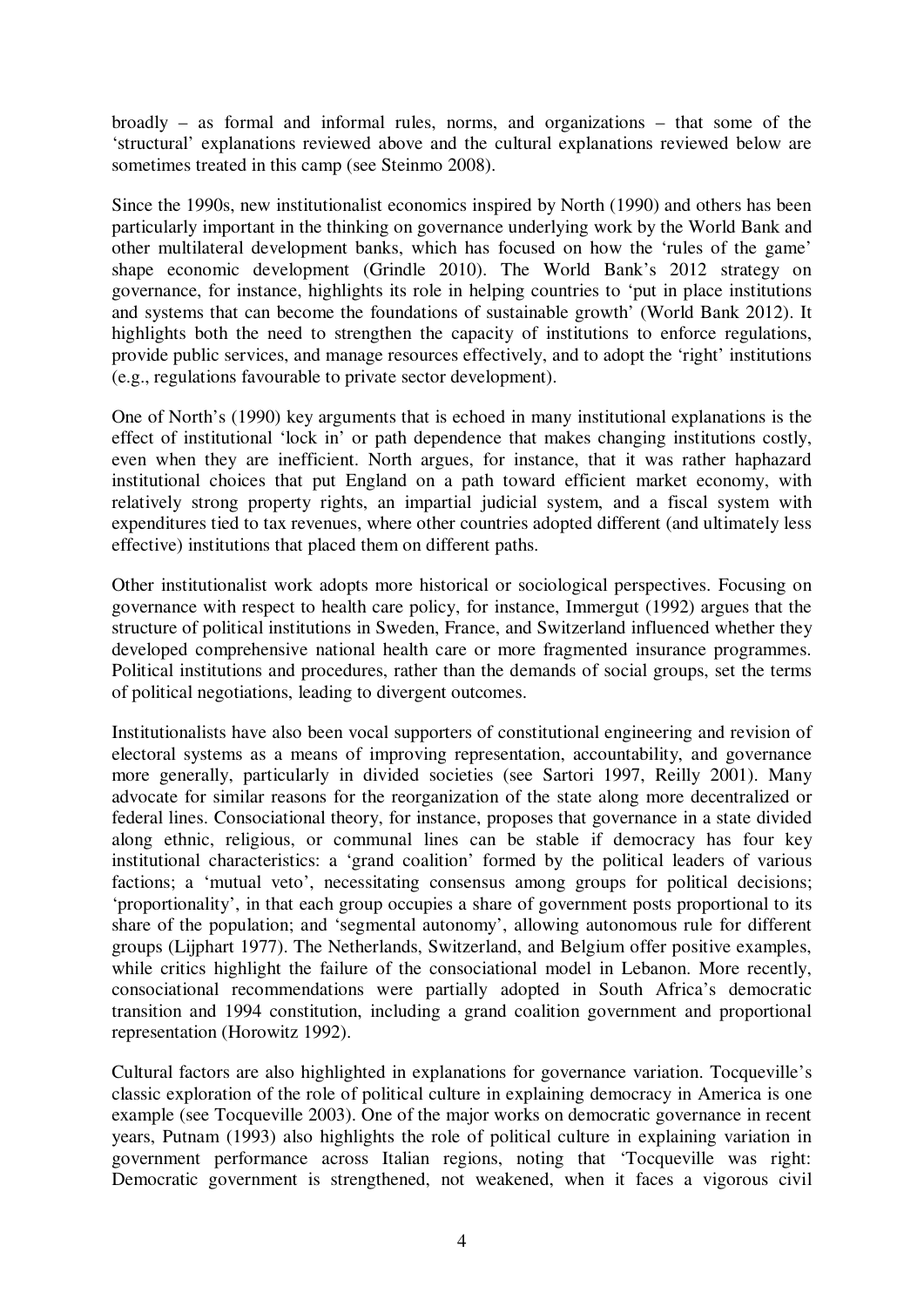broadly – as formal and informal rules, norms, and organizations – that some of the 'structural' explanations reviewed above and the cultural explanations reviewed below are sometimes treated in this camp (see Steinmo 2008).

Since the 1990s, new institutionalist economics inspired by North (1990) and others has been particularly important in the thinking on governance underlying work by the World Bank and other multilateral development banks, which has focused on how the 'rules of the game' shape economic development (Grindle 2010). The World Bank's 2012 strategy on governance, for instance, highlights its role in helping countries to 'put in place institutions and systems that can become the foundations of sustainable growth' (World Bank 2012). It highlights both the need to strengthen the capacity of institutions to enforce regulations, provide public services, and manage resources effectively, and to adopt the 'right' institutions (e.g., regulations favourable to private sector development).

One of North's (1990) key arguments that is echoed in many institutional explanations is the effect of institutional 'lock in' or path dependence that makes changing institutions costly, even when they are inefficient. North argues, for instance, that it was rather haphazard institutional choices that put England on a path toward efficient market economy, with relatively strong property rights, an impartial judicial system, and a fiscal system with expenditures tied to tax revenues, where other countries adopted different (and ultimately less effective) institutions that placed them on different paths.

Other institutionalist work adopts more historical or sociological perspectives. Focusing on governance with respect to health care policy, for instance, Immergut (1992) argues that the structure of political institutions in Sweden, France, and Switzerland influenced whether they developed comprehensive national health care or more fragmented insurance programmes. Political institutions and procedures, rather than the demands of social groups, set the terms of political negotiations, leading to divergent outcomes.

Institutionalists have also been vocal supporters of constitutional engineering and revision of electoral systems as a means of improving representation, accountability, and governance more generally, particularly in divided societies (see Sartori 1997, Reilly 2001). Many advocate for similar reasons for the reorganization of the state along more decentralized or federal lines. Consociational theory, for instance, proposes that governance in a state divided along ethnic, religious, or communal lines can be stable if democracy has four key institutional characteristics: a 'grand coalition' formed by the political leaders of various factions; a 'mutual veto', necessitating consensus among groups for political decisions; 'proportionality', in that each group occupies a share of government posts proportional to its share of the population; and 'segmental autonomy', allowing autonomous rule for different groups (Lijphart 1977). The Netherlands, Switzerland, and Belgium offer positive examples, while critics highlight the failure of the consociational model in Lebanon. More recently, consociational recommendations were partially adopted in South Africa's democratic transition and 1994 constitution, including a grand coalition government and proportional representation (Horowitz 1992).

Cultural factors are also highlighted in explanations for governance variation. Tocqueville's classic exploration of the role of political culture in explaining democracy in America is one example (see Tocqueville 2003). One of the major works on democratic governance in recent years, Putnam (1993) also highlights the role of political culture in explaining variation in government performance across Italian regions, noting that 'Tocqueville was right: Democratic government is strengthened, not weakened, when it faces a vigorous civil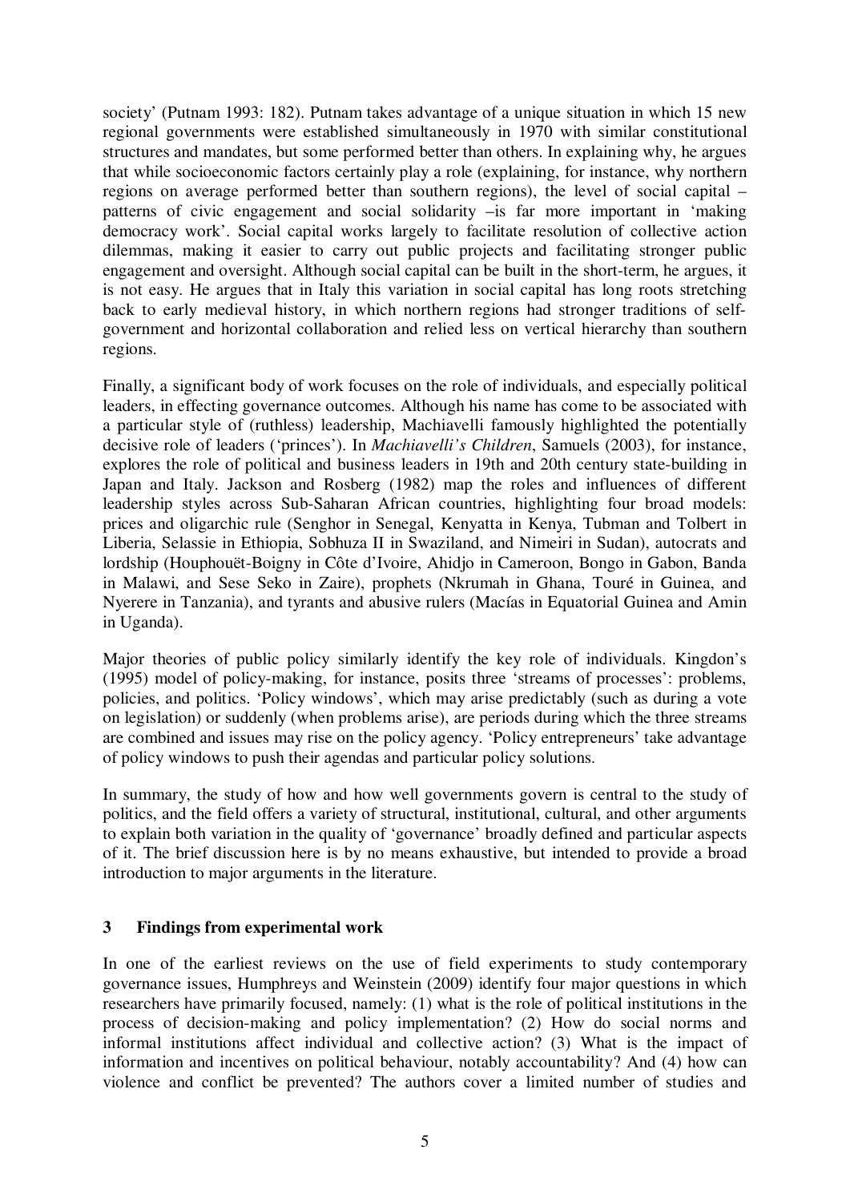society' (Putnam 1993: 182). Putnam takes advantage of a unique situation in which 15 new regional governments were established simultaneously in 1970 with similar constitutional structures and mandates, but some performed better than others. In explaining why, he argues that while socioeconomic factors certainly play a role (explaining, for instance, why northern regions on average performed better than southern regions), the level of social capital – patterns of civic engagement and social solidarity –is far more important in 'making democracy work'. Social capital works largely to facilitate resolution of collective action dilemmas, making it easier to carry out public projects and facilitating stronger public engagement and oversight. Although social capital can be built in the short-term, he argues, it is not easy. He argues that in Italy this variation in social capital has long roots stretching back to early medieval history, in which northern regions had stronger traditions of self-government and horizontal collaboration and relied less on vertical hierarchy than southern regions.

Finally, a significant body of work focuses on the role of individuals, and especially political leaders, in effecting governance outcomes. Although his name has come to be associated with a particular style of (ruthless) leadership, Machiavelli famously highlighted the potentially decisive role of leaders ('princes'). In *Machiavelli's Children*, Samuels (2003), for instance, explores the role of political and business leaders in 19th and 20th century state-building in Japan and Italy. Jackson and Rosberg (1982) map the roles and influences of different leadership styles across Sub-Saharan African countries, highlighting four broad models: prices and oligarchic rule (Senghor in Senegal, Kenyatta in Kenya, Tubman and Tolbert in Liberia, Selassie in Ethiopia, Sobhuza II in Swaziland, and Nimeiri in Sudan), autocrats and lordship (Houphouët-Boigny in Côte d'Ivoire, Ahidjo in Cameroon, Bongo in Gabon, Banda in Malawi, and Sese Seko in Zaire), prophets (Nkrumah in Ghana, Touré in Guinea, and Nyerere in Tanzania), and tyrants and abusive rulers (Macías in Equatorial Guinea and Amin in Uganda).

Major theories of public policy similarly identify the key role of individuals. Kingdon's (1995) model of policy-making, for instance, posits three 'streams of processes': problems, policies, and politics. 'Policy windows', which may arise predictably (such as during a vote on legislation) or suddenly (when problems arise), are periods during which the three streams are combined and issues may rise on the policy agency. 'Policy entrepreneurs' take advantage of policy windows to push their agendas and particular policy solutions.

In summary, the study of how and how well governments govern is central to the study of politics, and the field offers a variety of structural, institutional, cultural, and other arguments to explain both variation in the quality of 'governance' broadly defined and particular aspects of it. The brief discussion here is by no means exhaustive, but intended to provide a broad introduction to major arguments in the literature.

## 3 Findings from experimental work

In one of the earliest reviews on the use of field experiments to study contemporary governance issues, Humphreys and Weinstein (2009) identify four major questions in which researchers have primarily focused, namely: (1) what is the role of political institutions in the process of decision-making and policy implementation? (2) How do social norms and informal institutions affect individual and collective action? (3) What is the impact of information and incentives on political behaviour, notably accountability? And (4) how can violence and conflict be prevented? The authors cover a limited number of studies and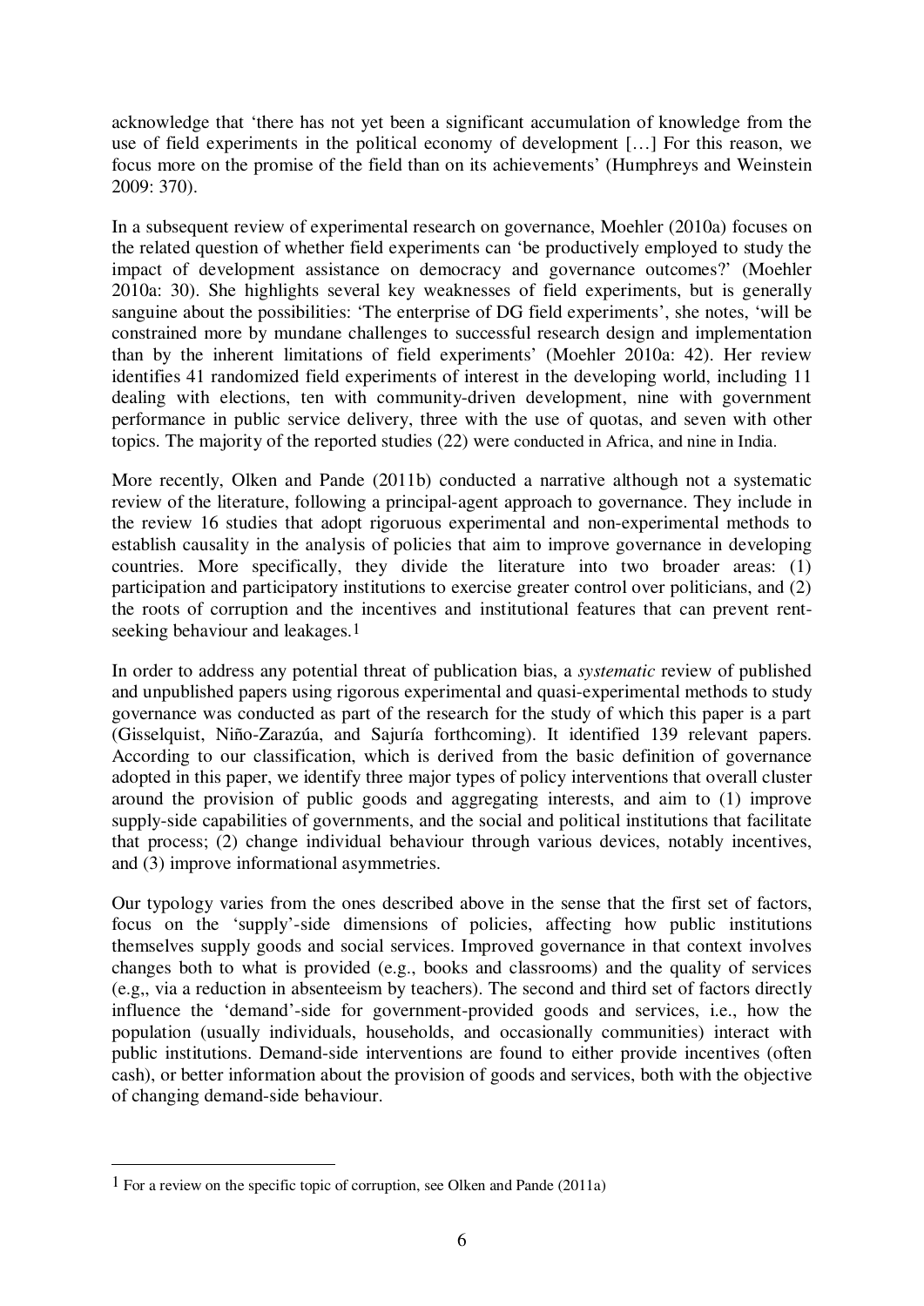acknowledge that 'there has not yet been a significant accumulation of knowledge from the use of field experiments in the political economy of development […] For this reason, we focus more on the promise of the field than on its achievements' (Humphreys and Weinstein 2009: 370).

In a subsequent review of experimental research on governance, Moehler (2010a) focuses on the related question of whether field experiments can 'be productively employed to study the impact of development assistance on democracy and governance outcomes?' (Moehler 2010a: 30). She highlights several key weaknesses of field experiments, but is generally sanguine about the possibilities: 'The enterprise of DG field experiments', she notes, 'will be constrained more by mundane challenges to successful research design and implementation than by the inherent limitations of field experiments' (Moehler 2010a: 42). Her review identifies 41 randomized field experiments of interest in the developing world, including 11 dealing with elections, ten with community-driven development, nine with government performance in public service delivery, three with the use of quotas, and seven with other topics. The majority of the reported studies (22) were conducted in Africa, and nine in India.

More recently, Olken and Pande (2011b) conducted a narrative although not a systematic review of the literature, following a principal-agent approach to governance. They include in the review 16 studies that adopt rigoruous experimental and non-experimental methods to establish causality in the analysis of policies that aim to improve governance in developing countries. More specifically, they divide the literature into two broader areas: (1) participation and participatory institutions to exercise greater control over politicians, and (2) the roots of corruption and the incentives and institutional features that can prevent rent-seeking behaviour and leakages.[1]

In order to address any potential threat of publication bias, a *systematic* review of published and unpublished papers using rigorous experimental and quasi-experimental methods to study governance was conducted as part of the research for the study of which this paper is a part (Gisselquist, Niño-Zarazúa, and Sajuría forthcoming). It identified 139 relevant papers. According to our classification, which is derived from the basic definition of governance adopted in this paper, we identify three major types of policy interventions that overall cluster around the provision of public goods and aggregating interests, and aim to (1) improve supply-side capabilities of governments, and the social and political institutions that facilitate that process; (2) change individual behaviour through various devices, notably incentives, and (3) improve informational asymmetries.

Our typology varies from the ones described above in the sense that the first set of factors, focus on the 'supply'-side dimensions of policies, affecting how public institutions themselves supply goods and social services. Improved governance in that context involves changes both to what is provided (e.g., books and classrooms) and the quality of services (e.g,, via a reduction in absenteeism by teachers). The second and third set of factors directly influence the 'demand'-side for government-provided goods and services, i.e., how the population (usually individuals, households, and occasionally communities) interact with public institutions. Demand-side interventions are found to either provide incentives (often cash), or better information about the provision of goods and services, both with the objective of changing demand-side behaviour.

[1] For a review on the specific topic of corruption, see Olken and Pande (2011a)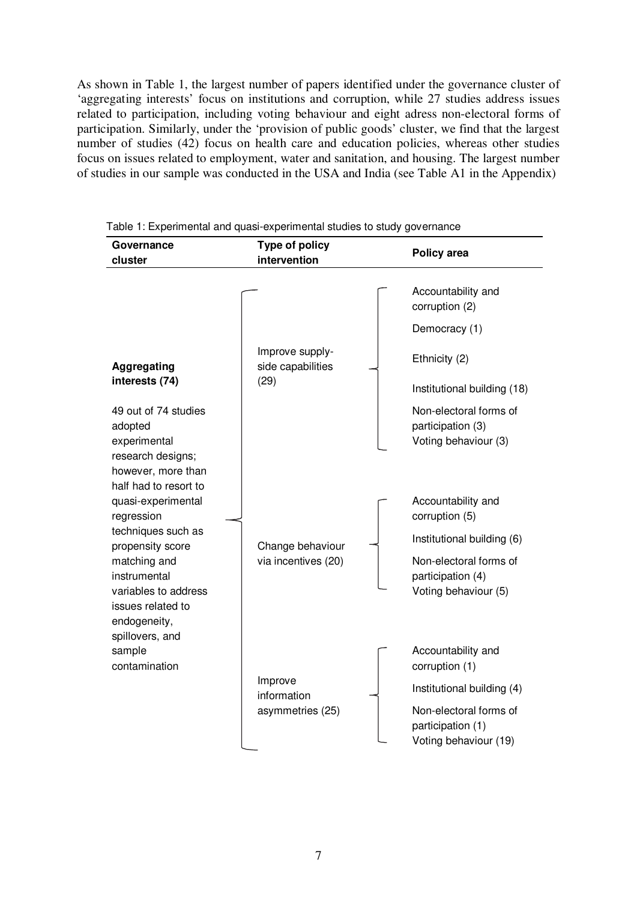As shown in Table 1, the largest number of papers identified under the governance cluster of 'aggregating interests' focus on institutions and corruption, while 27 studies address issues related to participation, including voting behaviour and eight adress non-electoral forms of participation. Similarly, under the 'provision of public goods' cluster, we find that the largest number of studies (42) focus on health care and education policies, whereas other studies focus on issues related to employment, water and sanitation, and housing. The largest number of studies in our sample was conducted in the USA and India (see Table A1 in the Appendix)

Table 1: Experimental and quasi-experimental studies to study governance

| Governance cluster | Type of policy intervention | Policy area |
|---|---|---|
| **Aggregating interests (74)**<br><br>49 out of 74 studies adopted experimental research designs; however, more than half had to resort to quasi-experimental regression techniques such as propensity score matching and instrumental variables to address issues related to endogeneity, spillovers, and sample contamination | Improve supply-side capabilities (29) | Accountability and corruption (2) |
| | | Democracy (1) |
| | | Ethnicity (2) |
| | | Institutional building (18) |
| | | Non-electoral forms of participation (3) |
| | | Voting behaviour (3) |
| | Change behaviour via incentives (20) | Accountability and corruption (5) |
| | | Institutional building (6) |
| | | Non-electoral forms of participation (4) |
| | | Voting behaviour (5) |
| | Improve information asymmetries (25) | Accountability and corruption (1) |
| | | Institutional building (4) |
| | | Non-electoral forms of participation (1) |
| | | Voting behaviour (19) |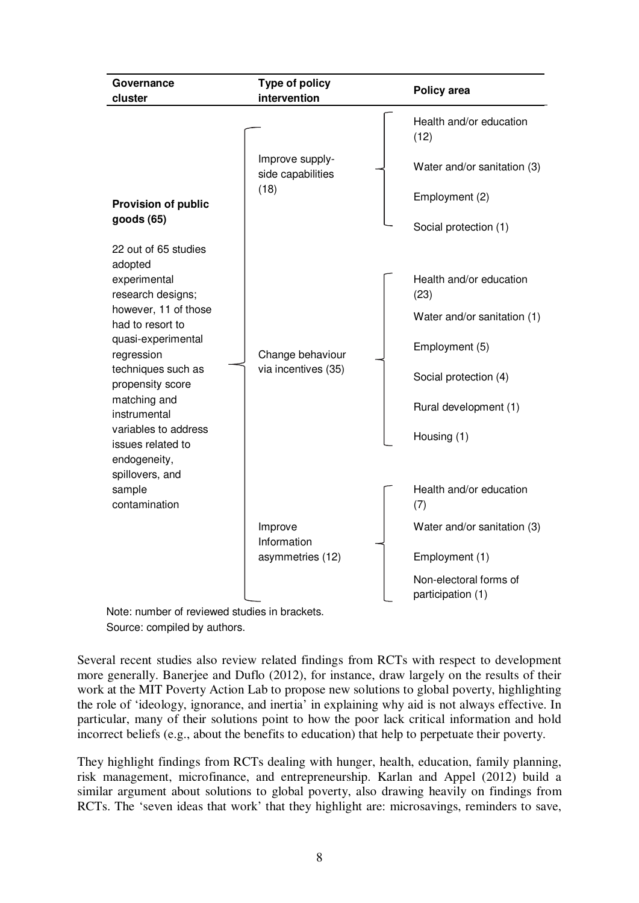| Governance cluster | Type of policy intervention | Policy area |
| --- | --- | --- |
| **Provision of public goods (65)** 22 out of 65 studies adopted experimental research designs; however, 11 of those had to resort to quasi-experimental regression techniques such as propensity score matching and instrumental variables to address issues related to endogeneity, spillovers, and sample contamination | Improve supply-side capabilities (18) | Health and/or education (12) |
| | | Water and/or sanitation (3) |
| | | Employment (2) |
| | | Social protection (1) |
| | Change behaviour via incentives (35) | Health and/or education (23) |
| | | Water and/or sanitation (1) |
| | | Employment (5) |
| | | Social protection (4) |
| | | Rural development (1) |
| | | Housing (1) |
| | Improve Information asymmetries (12) | Health and/or education (7) |
| | | Water and/or sanitation (3) |
| | | Employment (1) |
| | | Non-electoral forms of participation (1) |

Note: number of reviewed studies in brackets.

Source: compiled by authors.

Several recent studies also review related findings from RCTs with respect to development more generally. Banerjee and Duflo (2012), for instance, draw largely on the results of their work at the MIT Poverty Action Lab to propose new solutions to global poverty, highlighting the role of 'ideology, ignorance, and inertia' in explaining why aid is not always effective. In particular, many of their solutions point to how the poor lack critical information and hold incorrect beliefs (e.g., about the benefits to education) that help to perpetuate their poverty.

They highlight findings from RCTs dealing with hunger, health, education, family planning, risk management, microfinance, and entrepreneurship. Karlan and Appel (2012) build a similar argument about solutions to global poverty, also drawing heavily on findings from RCTs. The 'seven ideas that work' that they highlight are: microsavings, reminders to save,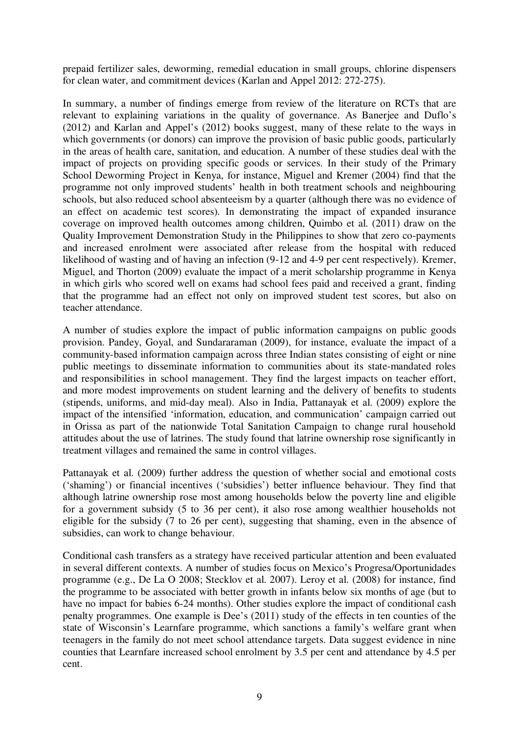prepaid fertilizer sales, deworming, remedial education in small groups, chlorine dispensers for clean water, and commitment devices (Karlan and Appel 2012: 272-275).

In summary, a number of findings emerge from review of the literature on RCTs that are relevant to explaining variations in the quality of governance. As Banerjee and Duflo's (2012) and Karlan and Appel's (2012) books suggest, many of these relate to the ways in which governments (or donors) can improve the provision of basic public goods, particularly in the areas of health care, sanitation, and education. A number of these studies deal with the impact of projects on providing specific goods or services. In their study of the Primary School Deworming Project in Kenya, for instance, Miguel and Kremer (2004) find that the programme not only improved students' health in both treatment schools and neighbouring schools, but also reduced school absenteeism by a quarter (although there was no evidence of an effect on academic test scores). In demonstrating the impact of expanded insurance coverage on improved health outcomes among children, Quimbo et al. (2011) draw on the Quality Improvement Demonstration Study in the Philippines to show that zero co-payments and increased enrolment were associated after release from the hospital with reduced likelihood of wasting and of having an infection (9-12 and 4-9 per cent respectively). Kremer, Miguel, and Thorton (2009) evaluate the impact of a merit scholarship programme in Kenya in which girls who scored well on exams had school fees paid and received a grant, finding that the programme had an effect not only on improved student test scores, but also on teacher attendance.

A number of studies explore the impact of public information campaigns on public goods provision. Pandey, Goyal, and Sundararaman (2009), for instance, evaluate the impact of a community-based information campaign across three Indian states consisting of eight or nine public meetings to disseminate information to communities about its state-mandated roles and responsibilities in school management. They find the largest impacts on teacher effort, and more modest improvements on student learning and the delivery of benefits to students (stipends, uniforms, and mid-day meal). Also in India, Pattanayak et al. (2009) explore the impact of the intensified 'information, education, and communication' campaign carried out in Orissa as part of the nationwide Total Sanitation Campaign to change rural household attitudes about the use of latrines. The study found that latrine ownership rose significantly in treatment villages and remained the same in control villages.

Pattanayak et al. (2009) further address the question of whether social and emotional costs ('shaming') or financial incentives ('subsidies') better influence behaviour. They find that although latrine ownership rose most among households below the poverty line and eligible for a government subsidy (5 to 36 per cent), it also rose among wealthier households not eligible for the subsidy (7 to 26 per cent), suggesting that shaming, even in the absence of subsidies, can work to change behaviour.

Conditional cash transfers as a strategy have received particular attention and been evaluated in several different contexts. A number of studies focus on Mexico's Progresa/Oportunidades programme (e.g., De La O 2008; Stecklov et al. 2007). Leroy et al. (2008) for instance, find the programme to be associated with better growth in infants below six months of age (but to have no impact for babies 6-24 months). Other studies explore the impact of conditional cash penalty programmes. One example is Dee's (2011) study of the effects in ten counties of the state of Wisconsin's Learnfare programme, which sanctions a family's welfare grant when teenagers in the family do not meet school attendance targets. Data suggest evidence in nine counties that Learnfare increased school enrolment by 3.5 per cent and attendance by 4.5 per cent.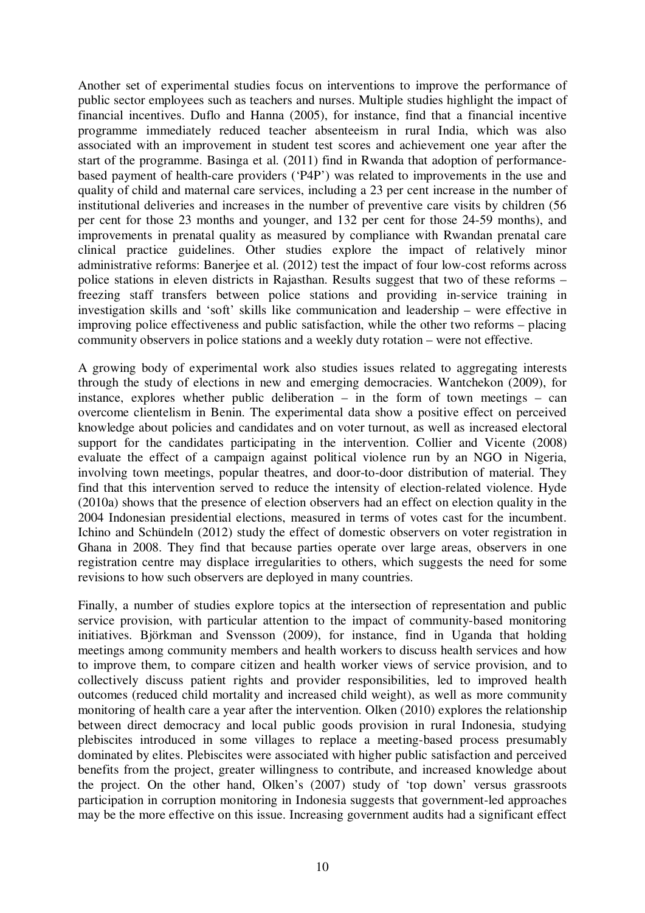Another set of experimental studies focus on interventions to improve the performance of public sector employees such as teachers and nurses. Multiple studies highlight the impact of financial incentives. Duflo and Hanna (2005), for instance, find that a financial incentive programme immediately reduced teacher absenteeism in rural India, which was also associated with an improvement in student test scores and achievement one year after the start of the programme. Basinga et al. (2011) find in Rwanda that adoption of performance-based payment of health-care providers ('P4P') was related to improvements in the use and quality of child and maternal care services, including a 23 per cent increase in the number of institutional deliveries and increases in the number of preventive care visits by children (56 per cent for those 23 months and younger, and 132 per cent for those 24-59 months), and improvements in prenatal quality as measured by compliance with Rwandan prenatal care clinical practice guidelines. Other studies explore the impact of relatively minor administrative reforms: Banerjee et al. (2012) test the impact of four low-cost reforms across police stations in eleven districts in Rajasthan. Results suggest that two of these reforms – freezing staff transfers between police stations and providing in-service training in investigation skills and 'soft' skills like communication and leadership – were effective in improving police effectiveness and public satisfaction, while the other two reforms – placing community observers in police stations and a weekly duty rotation – were not effective.

A growing body of experimental work also studies issues related to aggregating interests through the study of elections in new and emerging democracies. Wantchekon (2009), for instance, explores whether public deliberation – in the form of town meetings – can overcome clientelism in Benin. The experimental data show a positive effect on perceived knowledge about policies and candidates and on voter turnout, as well as increased electoral support for the candidates participating in the intervention. Collier and Vicente (2008) evaluate the effect of a campaign against political violence run by an NGO in Nigeria, involving town meetings, popular theatres, and door-to-door distribution of material. They find that this intervention served to reduce the intensity of election-related violence. Hyde (2010a) shows that the presence of election observers had an effect on election quality in the 2004 Indonesian presidential elections, measured in terms of votes cast for the incumbent. Ichino and Schündeln (2012) study the effect of domestic observers on voter registration in Ghana in 2008. They find that because parties operate over large areas, observers in one registration centre may displace irregularities to others, which suggests the need for some revisions to how such observers are deployed in many countries.

Finally, a number of studies explore topics at the intersection of representation and public service provision, with particular attention to the impact of community-based monitoring initiatives. Björkman and Svensson (2009), for instance, find in Uganda that holding meetings among community members and health workers to discuss health services and how to improve them, to compare citizen and health worker views of service provision, and to collectively discuss patient rights and provider responsibilities, led to improved health outcomes (reduced child mortality and increased child weight), as well as more community monitoring of health care a year after the intervention. Olken (2010) explores the relationship between direct democracy and local public goods provision in rural Indonesia, studying plebiscites introduced in some villages to replace a meeting-based process presumably dominated by elites. Plebiscites were associated with higher public satisfaction and perceived benefits from the project, greater willingness to contribute, and increased knowledge about the project. On the other hand, Olken's (2007) study of 'top down' versus grassroots participation in corruption monitoring in Indonesia suggests that government-led approaches may be the more effective on this issue. Increasing government audits had a significant effect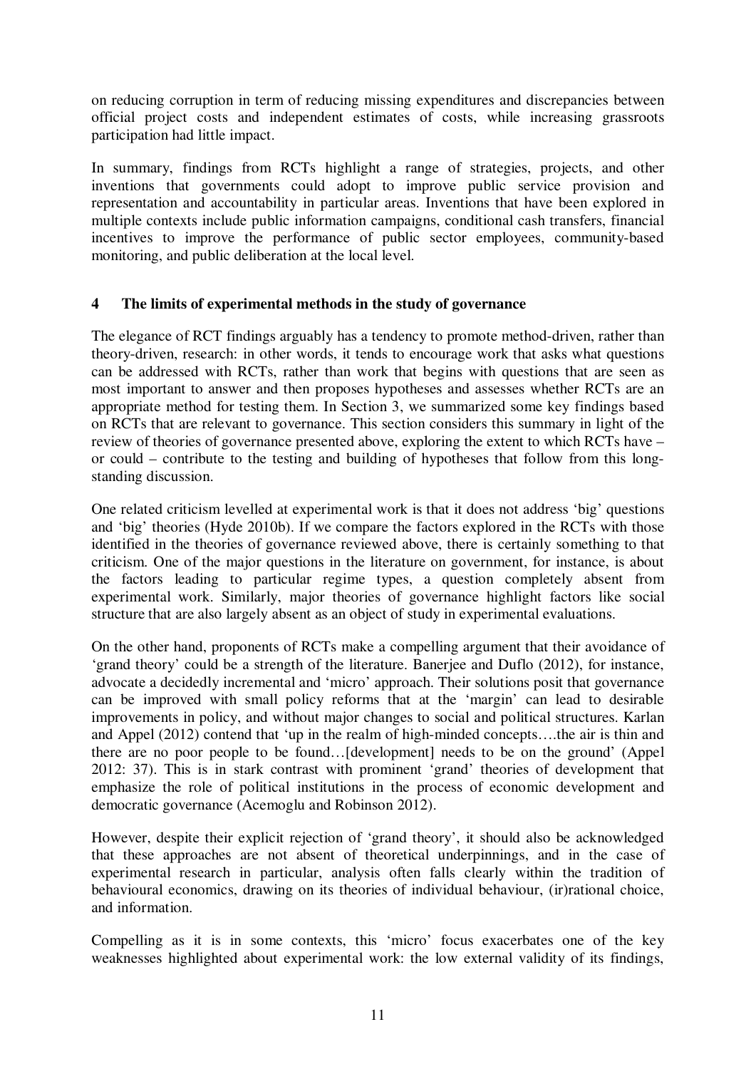on reducing corruption in term of reducing missing expenditures and discrepancies between official project costs and independent estimates of costs, while increasing grassroots participation had little impact.

In summary, findings from RCTs highlight a range of strategies, projects, and other inventions that governments could adopt to improve public service provision and representation and accountability in particular areas. Inventions that have been explored in multiple contexts include public information campaigns, conditional cash transfers, financial incentives to improve the performance of public sector employees, community-based monitoring, and public deliberation at the local level.

## 4 The limits of experimental methods in the study of governance

The elegance of RCT findings arguably has a tendency to promote method-driven, rather than theory-driven, research: in other words, it tends to encourage work that asks what questions can be addressed with RCTs, rather than work that begins with questions that are seen as most important to answer and then proposes hypotheses and assesses whether RCTs are an appropriate method for testing them. In Section 3, we summarized some key findings based on RCTs that are relevant to governance. This section considers this summary in light of the review of theories of governance presented above, exploring the extent to which RCTs have – or could – contribute to the testing and building of hypotheses that follow from this long-standing discussion.

One related criticism levelled at experimental work is that it does not address 'big' questions and 'big' theories (Hyde 2010b). If we compare the factors explored in the RCTs with those identified in the theories of governance reviewed above, there is certainly something to that criticism. One of the major questions in the literature on government, for instance, is about the factors leading to particular regime types, a question completely absent from experimental work. Similarly, major theories of governance highlight factors like social structure that are also largely absent as an object of study in experimental evaluations.

On the other hand, proponents of RCTs make a compelling argument that their avoidance of 'grand theory' could be a strength of the literature. Banerjee and Duflo (2012), for instance, advocate a decidedly incremental and 'micro' approach. Their solutions posit that governance can be improved with small policy reforms that at the 'margin' can lead to desirable improvements in policy, and without major changes to social and political structures. Karlan and Appel (2012) contend that 'up in the realm of high-minded concepts….the air is thin and there are no poor people to be found…[development] needs to be on the ground' (Appel 2012: 37). This is in stark contrast with prominent 'grand' theories of development that emphasize the role of political institutions in the process of economic development and democratic governance (Acemoglu and Robinson 2012).

However, despite their explicit rejection of 'grand theory', it should also be acknowledged that these approaches are not absent of theoretical underpinnings, and in the case of experimental research in particular, analysis often falls clearly within the tradition of behavioural economics, drawing on its theories of individual behaviour, (ir)rational choice, and information.

Compelling as it is in some contexts, this 'micro' focus exacerbates one of the key weaknesses highlighted about experimental work: the low external validity of its findings,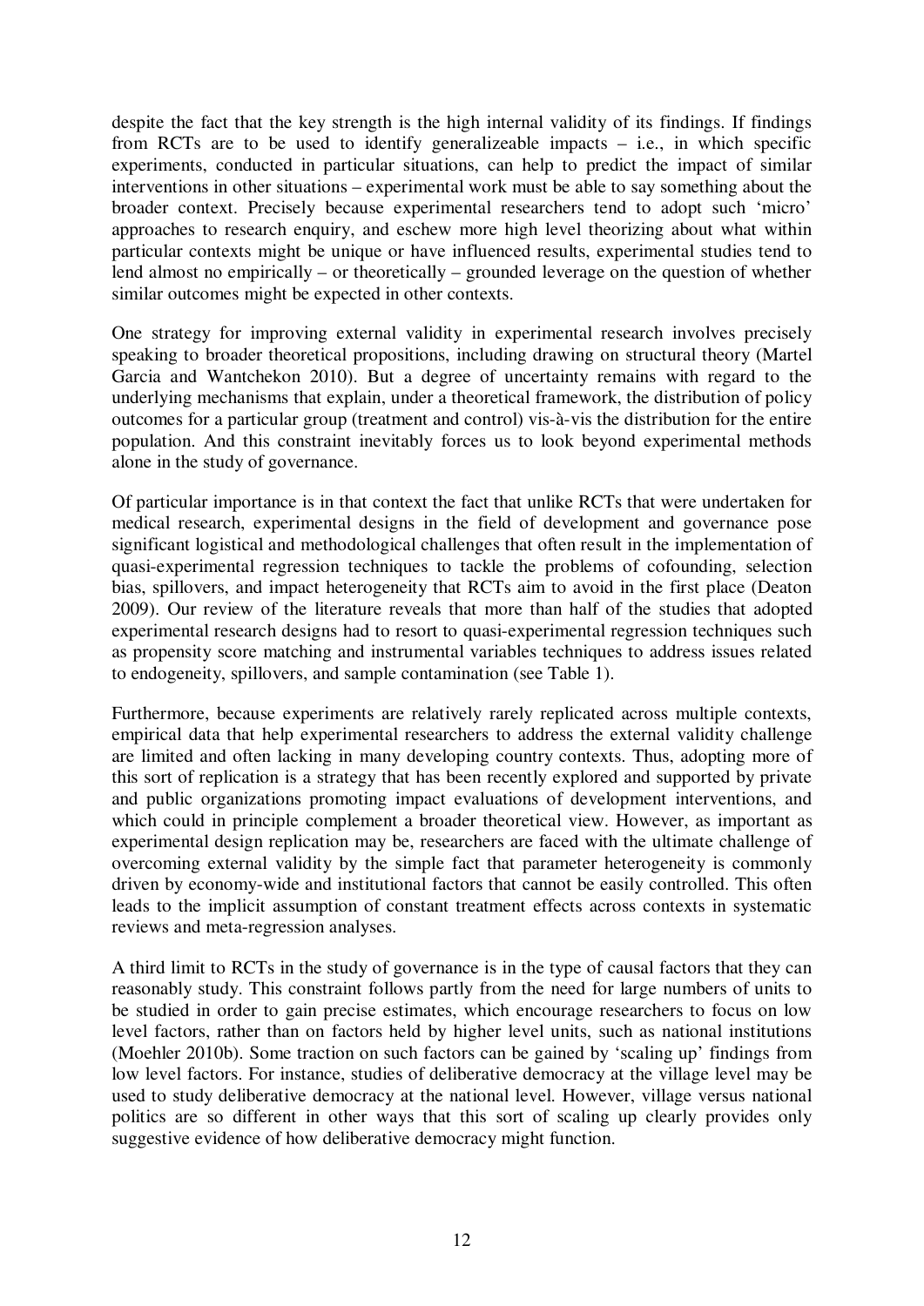despite the fact that the key strength is the high internal validity of its findings. If findings from RCTs are to be used to identify generalizeable impacts – i.e., in which specific experiments, conducted in particular situations, can help to predict the impact of similar interventions in other situations – experimental work must be able to say something about the broader context. Precisely because experimental researchers tend to adopt such 'micro' approaches to research enquiry, and eschew more high level theorizing about what within particular contexts might be unique or have influenced results, experimental studies tend to lend almost no empirically – or theoretically – grounded leverage on the question of whether similar outcomes might be expected in other contexts.

One strategy for improving external validity in experimental research involves precisely speaking to broader theoretical propositions, including drawing on structural theory (Martel Garcia and Wantchekon 2010). But a degree of uncertainty remains with regard to the underlying mechanisms that explain, under a theoretical framework, the distribution of policy outcomes for a particular group (treatment and control) vis-à-vis the distribution for the entire population. And this constraint inevitably forces us to look beyond experimental methods alone in the study of governance.

Of particular importance is in that context the fact that unlike RCTs that were undertaken for medical research, experimental designs in the field of development and governance pose significant logistical and methodological challenges that often result in the implementation of quasi-experimental regression techniques to tackle the problems of cofounding, selection bias, spillovers, and impact heterogeneity that RCTs aim to avoid in the first place (Deaton 2009). Our review of the literature reveals that more than half of the studies that adopted experimental research designs had to resort to quasi-experimental regression techniques such as propensity score matching and instrumental variables techniques to address issues related to endogeneity, spillovers, and sample contamination (see Table 1).

Furthermore, because experiments are relatively rarely replicated across multiple contexts, empirical data that help experimental researchers to address the external validity challenge are limited and often lacking in many developing country contexts. Thus, adopting more of this sort of replication is a strategy that has been recently explored and supported by private and public organizations promoting impact evaluations of development interventions, and which could in principle complement a broader theoretical view. However, as important as experimental design replication may be, researchers are faced with the ultimate challenge of overcoming external validity by the simple fact that parameter heterogeneity is commonly driven by economy-wide and institutional factors that cannot be easily controlled. This often leads to the implicit assumption of constant treatment effects across contexts in systematic reviews and meta-regression analyses.

A third limit to RCTs in the study of governance is in the type of causal factors that they can reasonably study. This constraint follows partly from the need for large numbers of units to be studied in order to gain precise estimates, which encourage researchers to focus on low level factors, rather than on factors held by higher level units, such as national institutions (Moehler 2010b). Some traction on such factors can be gained by 'scaling up' findings from low level factors. For instance, studies of deliberative democracy at the village level may be used to study deliberative democracy at the national level. However, village versus national politics are so different in other ways that this sort of scaling up clearly provides only suggestive evidence of how deliberative democracy might function.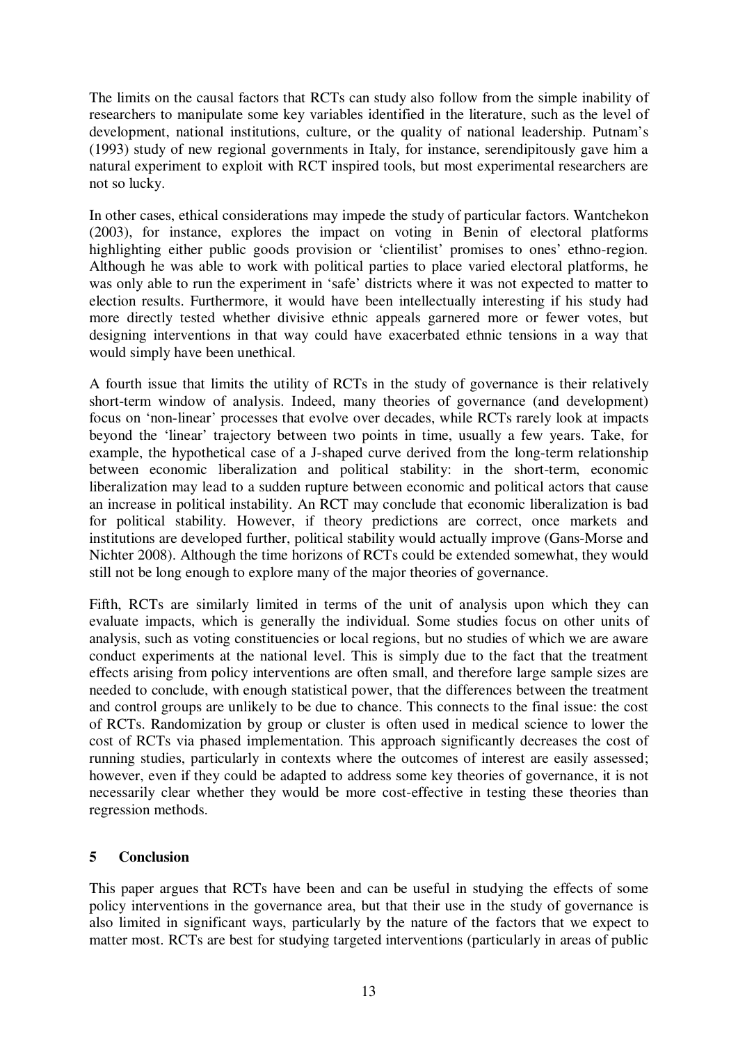The limits on the causal factors that RCTs can study also follow from the simple inability of researchers to manipulate some key variables identified in the literature, such as the level of development, national institutions, culture, or the quality of national leadership. Putnam's (1993) study of new regional governments in Italy, for instance, serendipitously gave him a natural experiment to exploit with RCT inspired tools, but most experimental researchers are not so lucky.

In other cases, ethical considerations may impede the study of particular factors. Wantchekon (2003), for instance, explores the impact on voting in Benin of electoral platforms highlighting either public goods provision or 'clientilist' promises to ones' ethno-region. Although he was able to work with political parties to place varied electoral platforms, he was only able to run the experiment in 'safe' districts where it was not expected to matter to election results. Furthermore, it would have been intellectually interesting if his study had more directly tested whether divisive ethnic appeals garnered more or fewer votes, but designing interventions in that way could have exacerbated ethnic tensions in a way that would simply have been unethical.

A fourth issue that limits the utility of RCTs in the study of governance is their relatively short-term window of analysis. Indeed, many theories of governance (and development) focus on 'non-linear' processes that evolve over decades, while RCTs rarely look at impacts beyond the 'linear' trajectory between two points in time, usually a few years. Take, for example, the hypothetical case of a J-shaped curve derived from the long-term relationship between economic liberalization and political stability: in the short-term, economic liberalization may lead to a sudden rupture between economic and political actors that cause an increase in political instability. An RCT may conclude that economic liberalization is bad for political stability. However, if theory predictions are correct, once markets and institutions are developed further, political stability would actually improve (Gans-Morse and Nichter 2008). Although the time horizons of RCTs could be extended somewhat, they would still not be long enough to explore many of the major theories of governance.

Fifth, RCTs are similarly limited in terms of the unit of analysis upon which they can evaluate impacts, which is generally the individual. Some studies focus on other units of analysis, such as voting constituencies or local regions, but no studies of which we are aware conduct experiments at the national level. This is simply due to the fact that the treatment effects arising from policy interventions are often small, and therefore large sample sizes are needed to conclude, with enough statistical power, that the differences between the treatment and control groups are unlikely to be due to chance. This connects to the final issue: the cost of RCTs. Randomization by group or cluster is often used in medical science to lower the cost of RCTs via phased implementation. This approach significantly decreases the cost of running studies, particularly in contexts where the outcomes of interest are easily assessed; however, even if they could be adapted to address some key theories of governance, it is not necessarily clear whether they would be more cost-effective in testing these theories than regression methods.

## 5 Conclusion

This paper argues that RCTs have been and can be useful in studying the effects of some policy interventions in the governance area, but that their use in the study of governance is also limited in significant ways, particularly by the nature of the factors that we expect to matter most. RCTs are best for studying targeted interventions (particularly in areas of public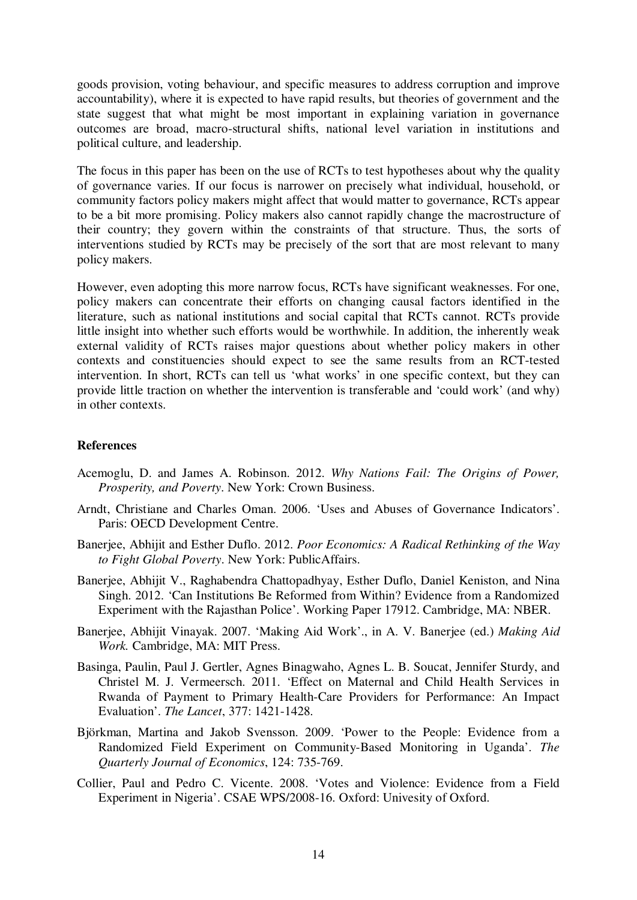goods provision, voting behaviour, and specific measures to address corruption and improve accountability), where it is expected to have rapid results, but theories of government and the state suggest that what might be most important in explaining variation in governance outcomes are broad, macro-structural shifts, national level variation in institutions and political culture, and leadership.

The focus in this paper has been on the use of RCTs to test hypotheses about why the quality of governance varies. If our focus is narrower on precisely what individual, household, or community factors policy makers might affect that would matter to governance, RCTs appear to be a bit more promising. Policy makers also cannot rapidly change the macrostructure of their country; they govern within the constraints of that structure. Thus, the sorts of interventions studied by RCTs may be precisely of the sort that are most relevant to many policy makers.

However, even adopting this more narrow focus, RCTs have significant weaknesses. For one, policy makers can concentrate their efforts on changing causal factors identified in the literature, such as national institutions and social capital that RCTs cannot. RCTs provide little insight into whether such efforts would be worthwhile. In addition, the inherently weak external validity of RCTs raises major questions about whether policy makers in other contexts and constituencies should expect to see the same results from an RCT-tested intervention. In short, RCTs can tell us 'what works' in one specific context, but they can provide little traction on whether the intervention is transferable and 'could work' (and why) in other contexts.

**References**

Acemoglu, D. and James A. Robinson. 2012. *Why Nations Fail: The Origins of Power, Prosperity, and Poverty*. New York: Crown Business.

Arndt, Christiane and Charles Oman. 2006. 'Uses and Abuses of Governance Indicators'. Paris: OECD Development Centre.

Banerjee, Abhijit and Esther Duflo. 2012. *Poor Economics: A Radical Rethinking of the Way to Fight Global Poverty*. New York: PublicAffairs.

Banerjee, Abhijit V., Raghabendra Chattopadhyay, Esther Duflo, Daniel Keniston, and Nina Singh. 2012. 'Can Institutions Be Reformed from Within? Evidence from a Randomized Experiment with the Rajasthan Police'. Working Paper 17912. Cambridge, MA: NBER.

Banerjee, Abhijit Vinayak. 2007. 'Making Aid Work'., in A. V. Banerjee (ed.) *Making Aid Work.* Cambridge, MA: MIT Press.

Basinga, Paulin, Paul J. Gertler, Agnes Binagwaho, Agnes L. B. Soucat, Jennifer Sturdy, and Christel M. J. Vermeersch. 2011. 'Effect on Maternal and Child Health Services in Rwanda of Payment to Primary Health-Care Providers for Performance: An Impact Evaluation'. *The Lancet*, 377: 1421-1428.

Björkman, Martina and Jakob Svensson. 2009. 'Power to the People: Evidence from a Randomized Field Experiment on Community-Based Monitoring in Uganda'. *The Quarterly Journal of Economics*, 124: 735-769.

Collier, Paul and Pedro C. Vicente. 2008. 'Votes and Violence: Evidence from a Field Experiment in Nigeria'. CSAE WPS/2008-16. Oxford: Univesity of Oxford.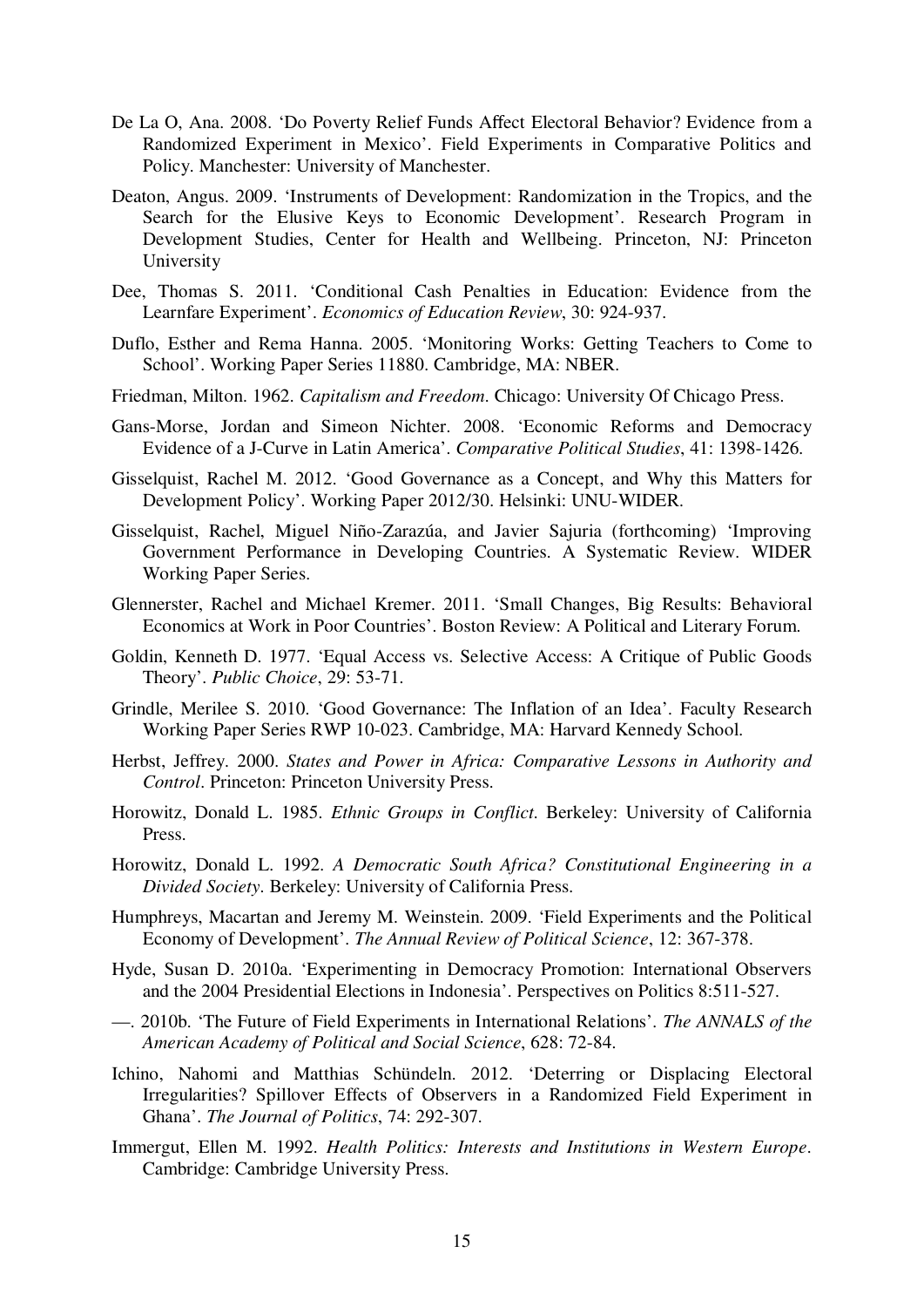De La O, Ana. 2008. 'Do Poverty Relief Funds Affect Electoral Behavior? Evidence from a Randomized Experiment in Mexico'. Field Experiments in Comparative Politics and Policy. Manchester: University of Manchester.

Deaton, Angus. 2009. 'Instruments of Development: Randomization in the Tropics, and the Search for the Elusive Keys to Economic Development'. Research Program in Development Studies, Center for Health and Wellbeing. Princeton, NJ: Princeton University

Dee, Thomas S. 2011. 'Conditional Cash Penalties in Education: Evidence from the Learnfare Experiment'. *Economics of Education Review*, 30: 924-937.

Duflo, Esther and Rema Hanna. 2005. 'Monitoring Works: Getting Teachers to Come to School'. Working Paper Series 11880. Cambridge, MA: NBER.

Friedman, Milton. 1962. *Capitalism and Freedom*. Chicago: University Of Chicago Press.

Gans-Morse, Jordan and Simeon Nichter. 2008. 'Economic Reforms and Democracy Evidence of a J-Curve in Latin America'. *Comparative Political Studies*, 41: 1398-1426.

Gisselquist, Rachel M. 2012. 'Good Governance as a Concept, and Why this Matters for Development Policy'. Working Paper 2012/30. Helsinki: UNU-WIDER.

Gisselquist, Rachel, Miguel Niño-Zarazúa, and Javier Sajuria (forthcoming) 'Improving Government Performance in Developing Countries. A Systematic Review. WIDER Working Paper Series.

Glennerster, Rachel and Michael Kremer. 2011. 'Small Changes, Big Results: Behavioral Economics at Work in Poor Countries'. Boston Review: A Political and Literary Forum.

Goldin, Kenneth D. 1977. 'Equal Access vs. Selective Access: A Critique of Public Goods Theory'. *Public Choice*, 29: 53-71.

Grindle, Merilee S. 2010. 'Good Governance: The Inflation of an Idea'. Faculty Research Working Paper Series RWP 10-023. Cambridge, MA: Harvard Kennedy School.

Herbst, Jeffrey. 2000. *States and Power in Africa: Comparative Lessons in Authority and Control*. Princeton: Princeton University Press.

Horowitz, Donald L. 1985. *Ethnic Groups in Conflict*. Berkeley: University of California Press.

Horowitz, Donald L. 1992. *A Democratic South Africa? Constitutional Engineering in a Divided Society*. Berkeley: University of California Press.

Humphreys, Macartan and Jeremy M. Weinstein. 2009. 'Field Experiments and the Political Economy of Development'. *The Annual Review of Political Science*, 12: 367-378.

Hyde, Susan D. 2010a. 'Experimenting in Democracy Promotion: International Observers and the 2004 Presidential Elections in Indonesia'. Perspectives on Politics 8:511-527.

—. 2010b. 'The Future of Field Experiments in International Relations'. *The ANNALS of the American Academy of Political and Social Science*, 628: 72-84.

Ichino, Nahomi and Matthias Schündeln. 2012. 'Deterring or Displacing Electoral Irregularities? Spillover Effects of Observers in a Randomized Field Experiment in Ghana'. *The Journal of Politics*, 74: 292-307.

Immergut, Ellen M. 1992. *Health Politics: Interests and Institutions in Western Europe*. Cambridge: Cambridge University Press.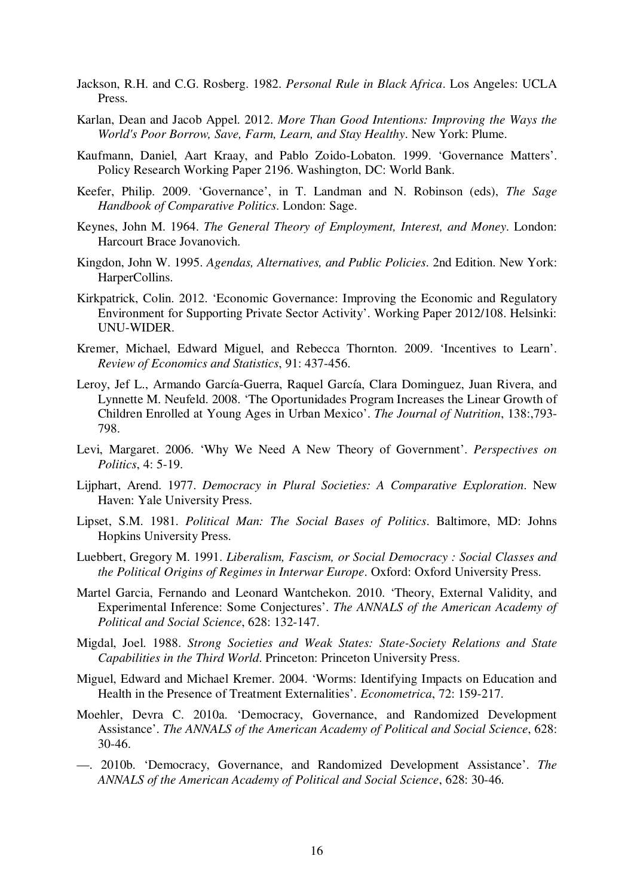Jackson, R.H. and C.G. Rosberg. 1982. *Personal Rule in Black Africa*. Los Angeles: UCLA Press.

Karlan, Dean and Jacob Appel. 2012. *More Than Good Intentions: Improving the Ways the World's Poor Borrow, Save, Farm, Learn, and Stay Healthy*. New York: Plume.

Kaufmann, Daniel, Aart Kraay, and Pablo Zoido-Lobaton. 1999. 'Governance Matters'. Policy Research Working Paper 2196. Washington, DC: World Bank.

Keefer, Philip. 2009. 'Governance', in T. Landman and N. Robinson (eds), *The Sage Handbook of Comparative Politics*. London: Sage.

Keynes, John M. 1964. *The General Theory of Employment, Interest, and Money*. London: Harcourt Brace Jovanovich.

Kingdon, John W. 1995. *Agendas, Alternatives, and Public Policies*. 2nd Edition. New York: HarperCollins.

Kirkpatrick, Colin. 2012. 'Economic Governance: Improving the Economic and Regulatory Environment for Supporting Private Sector Activity'. Working Paper 2012/108. Helsinki: UNU-WIDER.

Kremer, Michael, Edward Miguel, and Rebecca Thornton. 2009. 'Incentives to Learn'. *Review of Economics and Statistics*, 91: 437-456.

Leroy, Jef L., Armando García-Guerra, Raquel García, Clara Dominguez, Juan Rivera, and Lynnette M. Neufeld. 2008. 'The Oportunidades Program Increases the Linear Growth of Children Enrolled at Young Ages in Urban Mexico'. *The Journal of Nutrition*, 138:,793-798.

Levi, Margaret. 2006. 'Why We Need A New Theory of Government'. *Perspectives on Politics*, 4: 5-19.

Lijphart, Arend. 1977. *Democracy in Plural Societies: A Comparative Exploration*. New Haven: Yale University Press.

Lipset, S.M. 1981. *Political Man: The Social Bases of Politics*. Baltimore, MD: Johns Hopkins University Press.

Luebbert, Gregory M. 1991. *Liberalism, Fascism, or Social Democracy : Social Classes and the Political Origins of Regimes in Interwar Europe*. Oxford: Oxford University Press.

Martel Garcia, Fernando and Leonard Wantchekon. 2010. 'Theory, External Validity, and Experimental Inference: Some Conjectures'. *The ANNALS of the American Academy of Political and Social Science*, 628: 132-147.

Migdal, Joel. 1988. *Strong Societies and Weak States: State-Society Relations and State Capabilities in the Third World*. Princeton: Princeton University Press.

Miguel, Edward and Michael Kremer. 2004. 'Worms: Identifying Impacts on Education and Health in the Presence of Treatment Externalities'. *Econometrica*, 72: 159-217.

Moehler, Devra C. 2010a. 'Democracy, Governance, and Randomized Development Assistance'. *The ANNALS of the American Academy of Political and Social Science*, 628: 30-46.

—. 2010b. 'Democracy, Governance, and Randomized Development Assistance'. *The ANNALS of the American Academy of Political and Social Science*, 628: 30-46.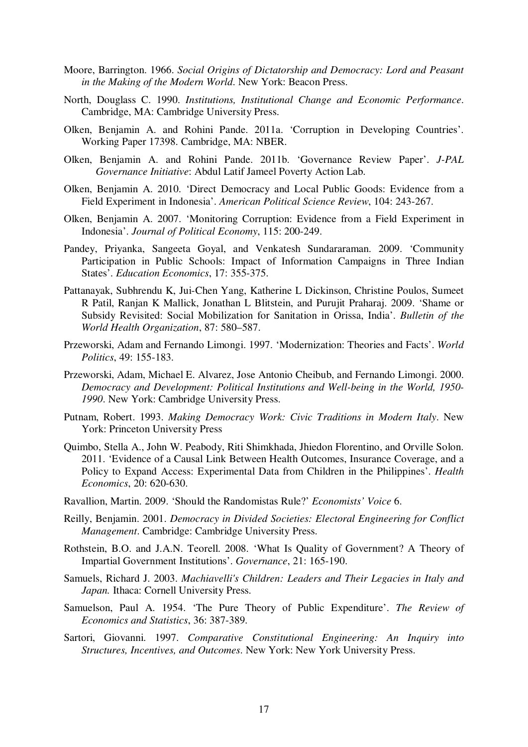Moore, Barrington. 1966. *Social Origins of Dictatorship and Democracy: Lord and Peasant in the Making of the Modern World*. New York: Beacon Press.

North, Douglass C. 1990. *Institutions, Institutional Change and Economic Performance*. Cambridge, MA: Cambridge University Press.

Olken, Benjamin A. and Rohini Pande. 2011a. 'Corruption in Developing Countries'. Working Paper 17398. Cambridge, MA: NBER.

Olken, Benjamin A. and Rohini Pande. 2011b. 'Governance Review Paper'. *J-PAL Governance Initiative*: Abdul Latif Jameel Poverty Action Lab.

Olken, Benjamin A. 2010. 'Direct Democracy and Local Public Goods: Evidence from a Field Experiment in Indonesia'. *American Political Science Review*, 104: 243-267.

Olken, Benjamin A. 2007. 'Monitoring Corruption: Evidence from a Field Experiment in Indonesia'. *Journal of Political Economy*, 115: 200-249.

Pandey, Priyanka, Sangeeta Goyal, and Venkatesh Sundararaman. 2009. 'Community Participation in Public Schools: Impact of Information Campaigns in Three Indian States'. *Education Economics*, 17: 355-375.

Pattanayak, Subhrendu K, Jui-Chen Yang, Katherine L Dickinson, Christine Poulos, Sumeet R Patil, Ranjan K Mallick, Jonathan L Blitstein, and Purujit Praharaj. 2009. 'Shame or Subsidy Revisited: Social Mobilization for Sanitation in Orissa, India'. *Bulletin of the World Health Organization*, 87: 580–587.

Przeworski, Adam and Fernando Limongi. 1997. 'Modernization: Theories and Facts'. *World Politics*, 49: 155-183.

Przeworski, Adam, Michael E. Alvarez, Jose Antonio Cheibub, and Fernando Limongi. 2000. *Democracy and Development: Political Institutions and Well-being in the World, 1950-1990*. New York: Cambridge University Press.

Putnam, Robert. 1993. *Making Democracy Work: Civic Traditions in Modern Italy*. New York: Princeton University Press

Quimbo, Stella A., John W. Peabody, Riti Shimkhada, Jhiedon Florentino, and Orville Solon. 2011. 'Evidence of a Causal Link Between Health Outcomes, Insurance Coverage, and a Policy to Expand Access: Experimental Data from Children in the Philippines'. *Health Economics*, 20: 620-630.

Ravallion, Martin. 2009. 'Should the Randomistas Rule?' *Economists' Voice* 6.

Reilly, Benjamin. 2001. *Democracy in Divided Societies: Electoral Engineering for Conflict Management*. Cambridge: Cambridge University Press.

Rothstein, B.O. and J.A.N. Teorell. 2008. 'What Is Quality of Government? A Theory of Impartial Government Institutions'. *Governance*, 21: 165-190.

Samuels, Richard J. 2003. *Machiavelli's Children: Leaders and Their Legacies in Italy and Japan.* Ithaca: Cornell University Press.

Samuelson, Paul A. 1954. 'The Pure Theory of Public Expenditure'. *The Review of Economics and Statistics*, 36: 387-389.

Sartori, Giovanni. 1997. *Comparative Constitutional Engineering: An Inquiry into Structures, Incentives, and Outcomes*. New York: New York University Press.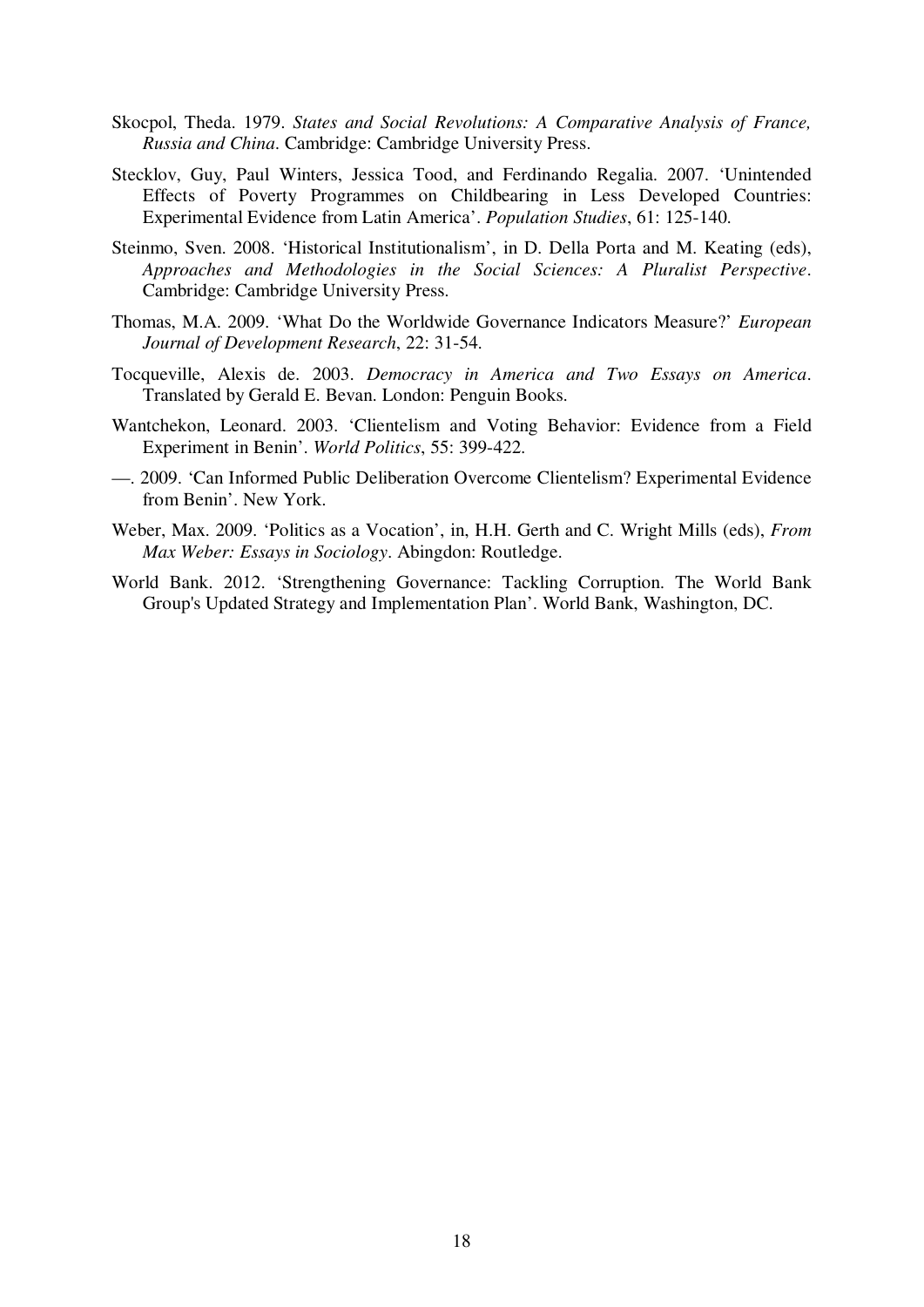Skocpol, Theda. 1979. *States and Social Revolutions: A Comparative Analysis of France, Russia and China*. Cambridge: Cambridge University Press.

Stecklov, Guy, Paul Winters, Jessica Tood, and Ferdinando Regalia. 2007. 'Unintended Effects of Poverty Programmes on Childbearing in Less Developed Countries: Experimental Evidence from Latin America'. *Population Studies*, 61: 125-140.

Steinmo, Sven. 2008. 'Historical Institutionalism', in D. Della Porta and M. Keating (eds), *Approaches and Methodologies in the Social Sciences: A Pluralist Perspective*. Cambridge: Cambridge University Press.

Thomas, M.A. 2009. 'What Do the Worldwide Governance Indicators Measure?' *European Journal of Development Research*, 22: 31-54.

Tocqueville, Alexis de. 2003. *Democracy in America and Two Essays on America*. Translated by Gerald E. Bevan. London: Penguin Books.

Wantchekon, Leonard. 2003. 'Clientelism and Voting Behavior: Evidence from a Field Experiment in Benin'. *World Politics*, 55: 399-422.

—. 2009. 'Can Informed Public Deliberation Overcome Clientelism? Experimental Evidence from Benin'. New York.

Weber, Max. 2009. 'Politics as a Vocation', in, H.H. Gerth and C. Wright Mills (eds), *From Max Weber: Essays in Sociology*. Abingdon: Routledge.

World Bank. 2012. 'Strengthening Governance: Tackling Corruption. The World Bank Group's Updated Strategy and Implementation Plan'. World Bank, Washington, DC.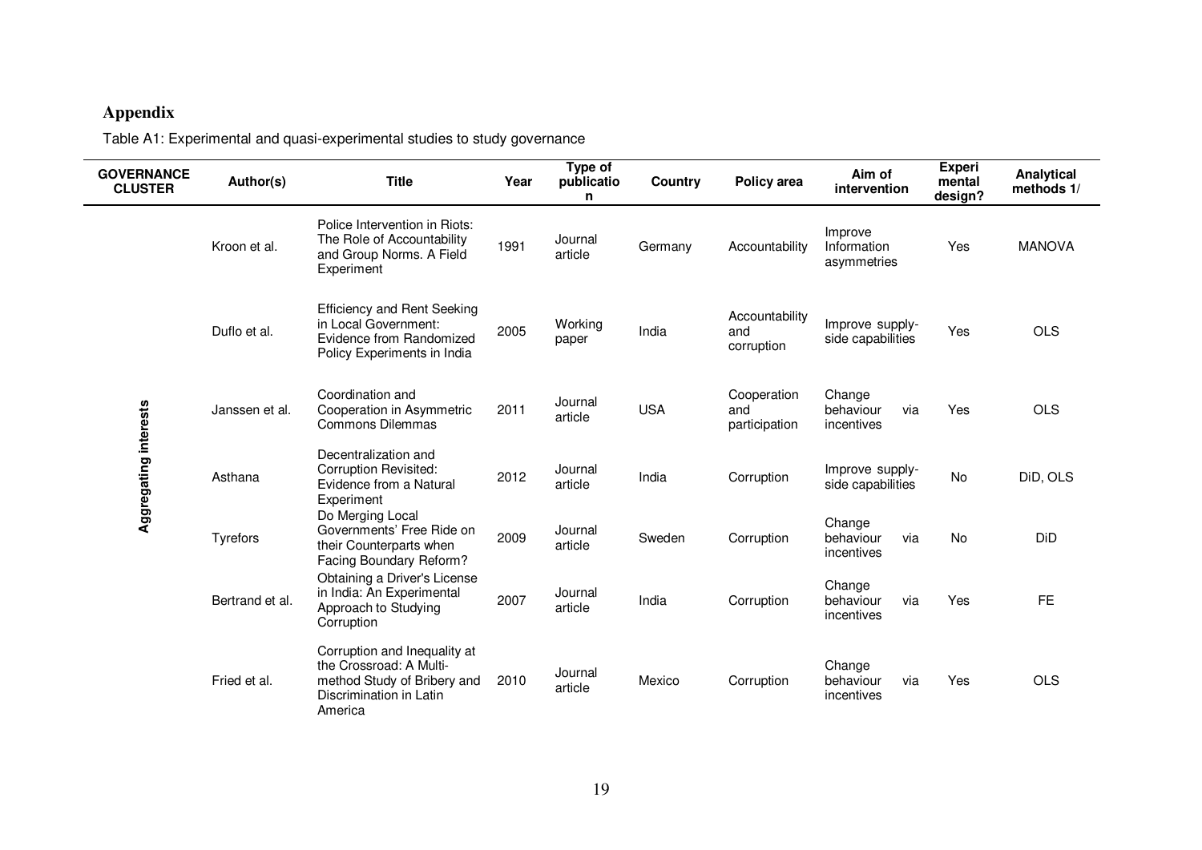## Appendix

Table A1: Experimental and quasi-experimental studies to study governance

| GOVERNANCE CLUSTER | Author(s) | Title | Year | Type of publication | Country | Policy area | Aim of intervention | Experimental design? | Analytical methods 1/ |
|---|---|---|---|---|---|---|---|---|---|
| Aggregating interests | Kroon et al. | Police Intervention in Riots: The Role of Accountability and Group Norms. A Field Experiment | 1991 | Journal article | Germany | Accountability | Improve Information asymmetries | Yes | MANOVA |
| | Duflo et al. | Efficiency and Rent Seeking in Local Government: Evidence from Randomized Policy Experiments in India | 2005 | Working paper | India | Accountability and corruption | Improve supply-side capabilities | Yes | OLS |
| | Janssen et al. | Coordination and Cooperation in Asymmetric Commons Dilemmas | 2011 | Journal article | USA | Cooperation and participation | Change behaviour via incentives | Yes | OLS |
| | Asthana | Decentralization and Corruption Revisited: Evidence from a Natural Experiment | 2012 | Journal article | India | Corruption | Improve supply-side capabilities | No | DiD, OLS |
| | Tyrefors | Do Merging Local Governments' Free Ride on their Counterparts when Facing Boundary Reform? | 2009 | Journal article | Sweden | Corruption | Change behaviour via incentives | No | DiD |
| | Bertrand et al. | Obtaining a Driver's License in India: An Experimental Approach to Studying Corruption | 2007 | Journal article | India | Corruption | Change behaviour via incentives | Yes | FE |
| | Fried et al. | Corruption and Inequality at the Crossroad: A Multi-method Study of Bribery and Discrimination in Latin America | 2010 | Journal article | Mexico | Corruption | Change behaviour via incentives | Yes | OLS |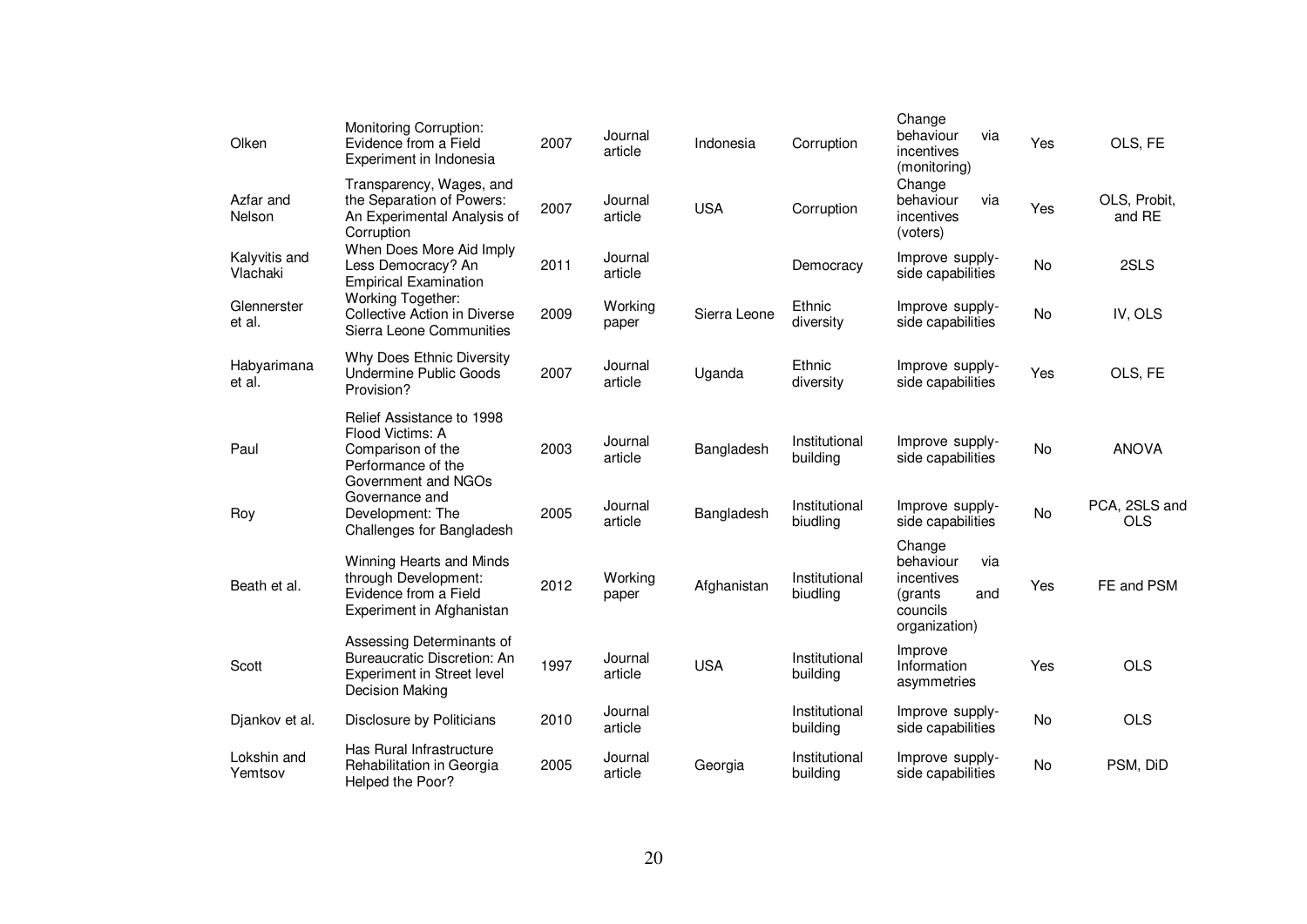| | | | | | | | | |
|---|---|---|---|---|---|---|---|---|
| Olken | Monitoring Corruption: Evidence from a Field Experiment in Indonesia | 2007 | Journal article | Indonesia | Corruption | Change behaviour via incentives (monitoring) | Yes | OLS, FE |
| Azfar and Nelson | Transparency, Wages, and the Separation of Powers: An Experimental Analysis of Corruption | 2007 | Journal article | USA | Corruption | Change behaviour via incentives (voters) | Yes | OLS, Probit, and RE |
| Kalyvitis and Vlachaki | When Does More Aid Imply Less Democracy? An Empirical Examination | 2011 | Journal article | | Democracy | Improve supply-side capabilities | No | 2SLS |
| Glennerster et al. | Working Together: Collective Action in Diverse Sierra Leone Communities | 2009 | Working paper | Sierra Leone | Ethnic diversity | Improve supply-side capabilities | No | IV, OLS |
| Habyarimana et al. | Why Does Ethnic Diversity Undermine Public Goods Provision? | 2007 | Journal article | Uganda | Ethnic diversity | Improve supply-side capabilities | Yes | OLS, FE |
| Paul | Relief Assistance to 1998 Flood Victims: A Comparison of the Performance of the Government and NGOs | 2003 | Journal article | Bangladesh | Institutional building | Improve supply-side capabilities | No | ANOVA |
| Roy | Governance and Development: The Challenges for Bangladesh | 2005 | Journal article | Bangladesh | Institutional biudling | Improve supply-side capabilities | No | PCA, 2SLS and OLS |
| Beath et al. | Winning Hearts and Minds through Development: Evidence from a Field Experiment in Afghanistan | 2012 | Working paper | Afghanistan | Institutional biudling | Change behaviour via incentives (grants and councils organization) | Yes | FE and PSM |
| Scott | Assessing Determinants of Bureaucratic Discretion: An Experiment in Street level Decision Making | 1997 | Journal article | USA | Institutional building | Improve Information asymmetries | Yes | OLS |
| Djankov et al. | Disclosure by Politicians | 2010 | Journal article | | Institutional building | Improve supply-side capabilities | No | OLS |
| Lokshin and Yemtsov | Has Rural Infrastructure Rehabilitation in Georgia Helped the Poor? | 2005 | Journal article | Georgia | Institutional building | Improve supply-side capabilities | No | PSM, DiD |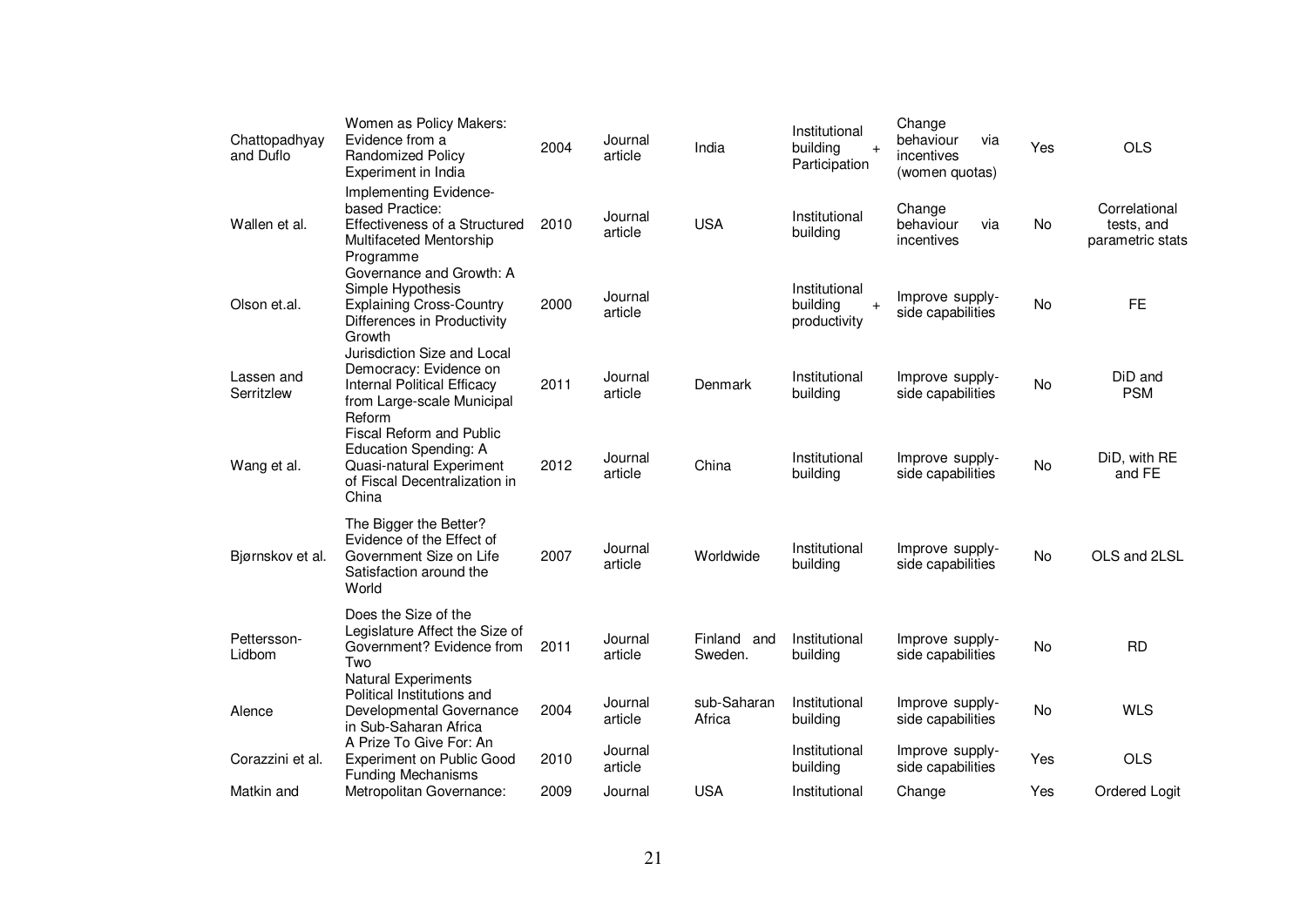| | | | | | | | | |
|---|---|---|---|---|---|---|---|---|
| Chattopadhyay and Duflo | Women as Policy Makers: Evidence from a Randomized Policy Experiment in India | 2004 | Journal article | India | Institutional building + Participation | Change behaviour via incentives (women quotas) | Yes | OLS |
| Wallen et al. | Implementing Evidence-based Practice: Effectiveness of a Structured Multifaceted Mentorship Programme | 2010 | Journal article | USA | Institutional building | Change behaviour via incentives | No | Correlational tests, and parametric stats |
| Olson et.al. | Governance and Growth: A Simple Hypothesis Explaining Cross-Country Differences in Productivity Growth | 2000 | Journal article | | Institutional building + productivity | Improve supply-side capabilities | No | FE |
| Lassen and Serritzlew | Jurisdiction Size and Local Democracy: Evidence on Internal Political Efficacy from Large-scale Municipal Reform | 2011 | Journal article | Denmark | Institutional building | Improve supply-side capabilities | No | DiD and PSM |
| Wang et al. | Fiscal Reform and Public Education Spending: A Quasi-natural Experiment of Fiscal Decentralization in China | 2012 | Journal article | China | Institutional building | Improve supply-side capabilities | No | DiD, with RE and FE |
| Bjørnskov et al. | The Bigger the Better? Evidence of the Effect of Government Size on Life Satisfaction around the World | 2007 | Journal article | Worldwide | Institutional building | Improve supply-side capabilities | No | OLS and 2LSL |
| Pettersson-Lidbom | Does the Size of the Legislature Affect the Size of Government? Evidence from Two Natural Experiments | 2011 | Journal article | Finland and Sweden. | Institutional building | Improve supply-side capabilities | No | RD |
| Alence | Political Institutions and Developmental Governance in Sub-Saharan Africa | 2004 | Journal article | sub-Saharan Africa | Institutional building | Improve supply-side capabilities | No | WLS |
| Corazzini et al. | A Prize To Give For: An Experiment on Public Good Funding Mechanisms | 2010 | Journal article | | Institutional building | Improve supply-side capabilities | Yes | OLS |
| Matkin and | Metropolitan Governance: | 2009 | Journal | USA | Institutional | Change | Yes | Ordered Logit |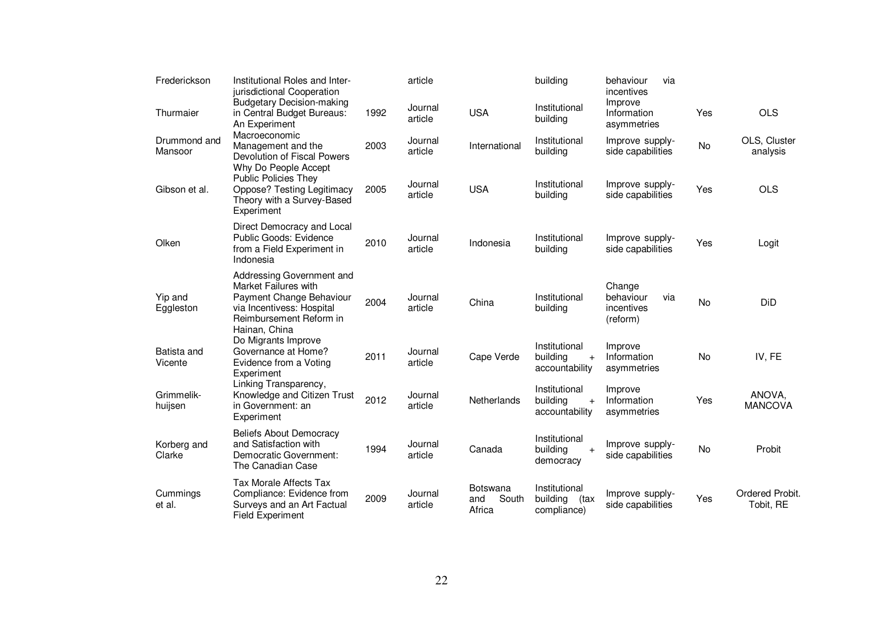| | | | | | | | | |
|---|---|---|---|---|---|---|---|---|
| Frederickson | Institutional Roles and Inter-jurisdictional Cooperation | | article | | building | behaviour via incentives | | |
| Thurmaier | Budgetary Decision-making in Central Budget Bureaus: An Experiment | 1992 | Journal article | USA | Institutional building | Improve Information asymmetries | Yes | OLS |
| Drummond and Mansoor | Macroeconomic Management and the Devolution of Fiscal Powers | 2003 | Journal article | International | Institutional building | Improve supply-side capabilities | No | OLS, Cluster analysis |
| Gibson et al. | Why Do People Accept Public Policies They Oppose? Testing Legitimacy Theory with a Survey-Based Experiment | 2005 | Journal article | USA | Institutional building | Improve supply-side capabilities | Yes | OLS |
| Olken | Direct Democracy and Local Public Goods: Evidence from a Field Experiment in Indonesia | 2010 | Journal article | Indonesia | Institutional building | Improve supply-side capabilities | Yes | Logit |
| Yip and Eggleston | Addressing Government and Market Failures with Payment Change Behaviour via Incentivess: Hospital Reimbursement Reform in Hainan, China | 2004 | Journal article | China | Institutional building | Change behaviour via incentives (reform) | No | DiD |
| Batista and Vicente | Do Migrants Improve Governance at Home? Evidence from a Voting Experiment | 2011 | Journal article | Cape Verde | Institutional building + accountability | Improve Information asymmetries | No | IV, FE |
| Grimmelik-huijsen | Linking Transparency, Knowledge and Citizen Trust in Government: an Experiment | 2012 | Journal article | Netherlands | Institutional building + accountability | Improve Information asymmetries | Yes | ANOVA, MANCOVA |
| Korberg and Clarke | Beliefs About Democracy and Satisfaction with Democratic Government: The Canadian Case | 1994 | Journal article | Canada | Institutional building + democracy | Improve supply-side capabilities | No | Probit |
| Cummings et al. | Tax Morale Affects Tax Compliance: Evidence from Surveys and an Art Factual Field Experiment | 2009 | Journal article | Botswana and South Africa | Institutional building (tax compliance) | Improve supply-side capabilities | Yes | Ordered Probit. Tobit, RE |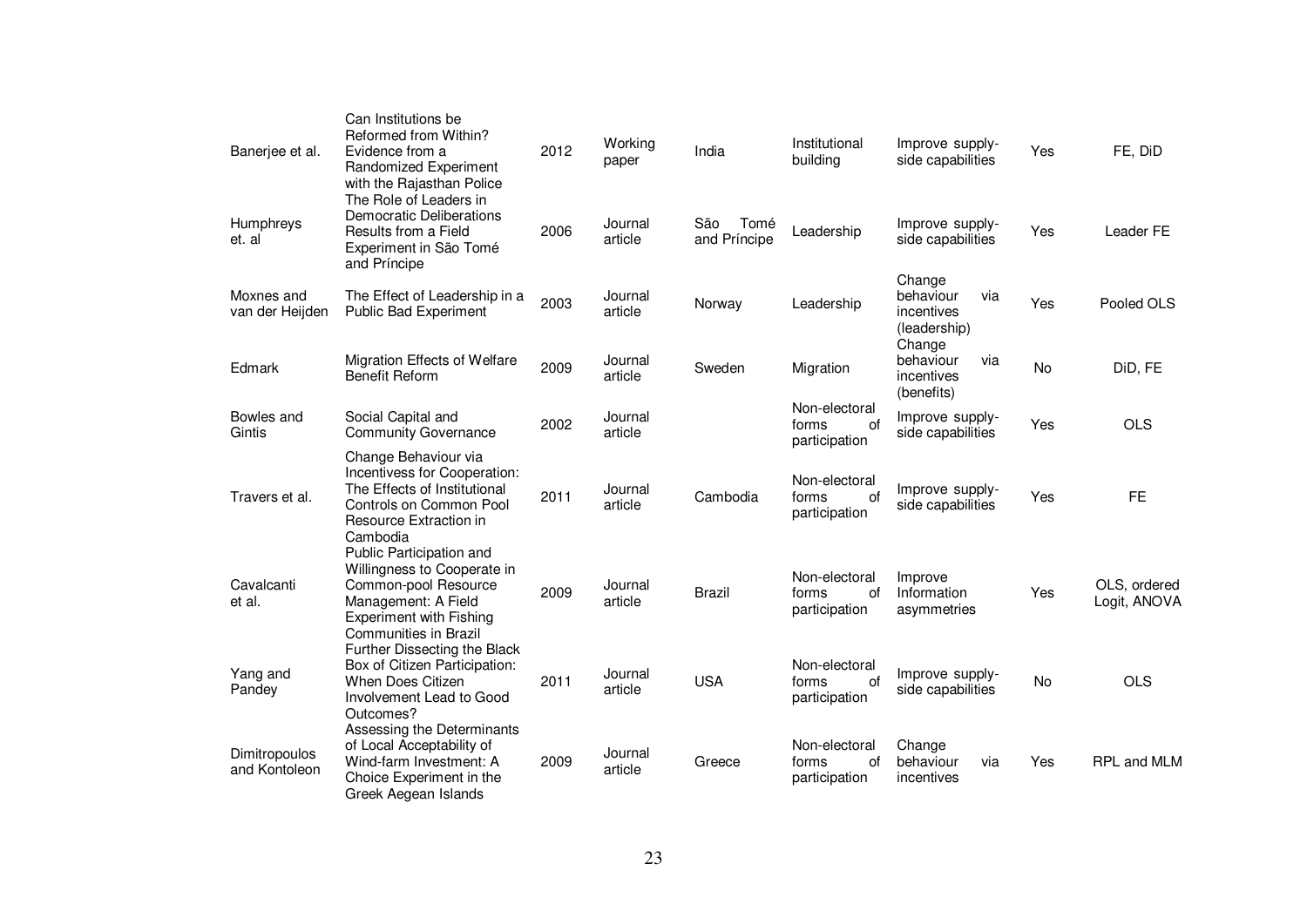| | | | | | | | | |
|---|---|---|---|---|---|---|---|---|
| Banerjee et al. | Can Institutions be Reformed from Within? Evidence from a Randomized Experiment with the Rajasthan Police | 2012 | Working paper | India | Institutional building | Improve supply-side capabilities | Yes | FE, DiD |
| Humphreys et. al | The Role of Leaders in Democratic Deliberations Results from a Field Experiment in São Tomé and Príncipe | 2006 | Journal article | São Tomé and Príncipe | Leadership | Improve supply-side capabilities | Yes | Leader FE |
| Moxnes and van der Heijden | The Effect of Leadership in a Public Bad Experiment | 2003 | Journal article | Norway | Leadership | Change behaviour via incentives (leadership) | Yes | Pooled OLS |
| Edmark | Migration Effects of Welfare Benefit Reform | 2009 | Journal article | Sweden | Migration | Change behaviour via incentives (benefits) | No | DiD, FE |
| Bowles and Gintis | Social Capital and Community Governance | 2002 | Journal article | | Non-electoral forms of participation | Improve supply-side capabilities | Yes | OLS |
| Travers et al. | Change Behaviour via Incentivess for Cooperation: The Effects of Institutional Controls on Common Pool Resource Extraction in Cambodia | 2011 | Journal article | Cambodia | Non-electoral forms of participation | Improve supply-side capabilities | Yes | FE |
| Cavalcanti et al. | Public Participation and Willingness to Cooperate in Common-pool Resource Management: A Field Experiment with Fishing Communities in Brazil | 2009 | Journal article | Brazil | Non-electoral forms of participation | Improve Information asymmetries | Yes | OLS, ordered Logit, ANOVA |
| Yang and Pandey | Further Dissecting the Black Box of Citizen Participation: When Does Citizen Involvement Lead to Good Outcomes? | 2011 | Journal article | USA | Non-electoral forms of participation | Improve supply-side capabilities | No | OLS |
| Dimitropoulos and Kontoleon | Assessing the Determinants of Local Acceptability of Wind-farm Investment: A Choice Experiment in the Greek Aegean Islands | 2009 | Journal article | Greece | Non-electoral forms of participation | Change behaviour via incentives | Yes | RPL and MLM |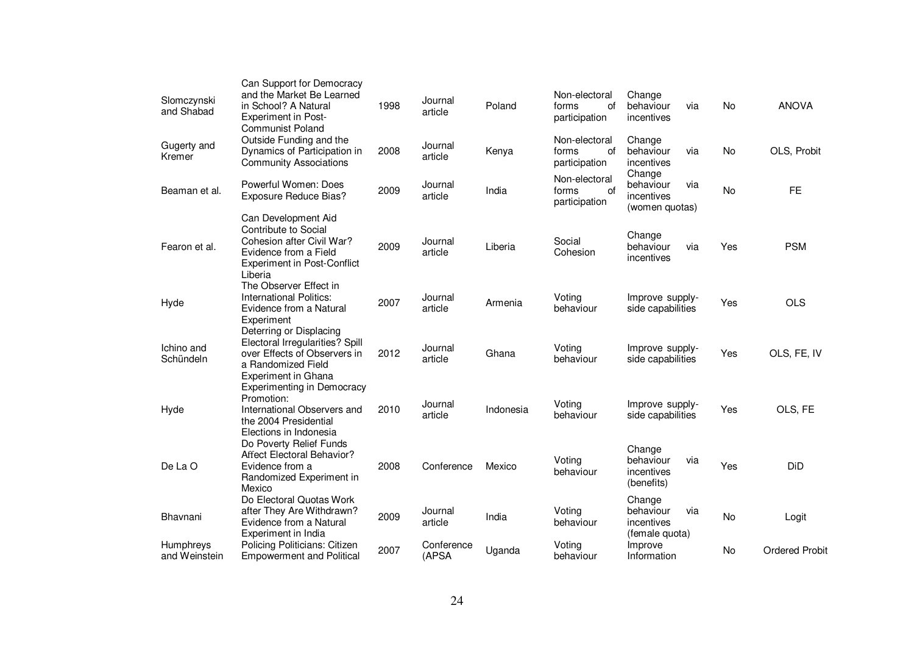| | | | | | | | | |
|---|---|---|---|---|---|---|---|---|
| Slomczynski and Shabad | Can Support for Democracy and the Market Be Learned in School? A Natural Experiment in Post-Communist Poland | 1998 | Journal article | Poland | Non-electoral forms of participation | Change behaviour via incentives | No | ANOVA |
| Gugerty and Kremer | Outside Funding and the Dynamics of Participation in Community Associations | 2008 | Journal article | Kenya | Non-electoral forms of participation | Change behaviour via incentives | No | OLS, Probit |
| Beaman et al. | Powerful Women: Does Exposure Reduce Bias? | 2009 | Journal article | India | Non-electoral forms of participation | Change behaviour via incentives (women quotas) | No | FE |
| Fearon et al. | Can Development Aid Contribute to Social Cohesion after Civil War? Evidence from a Field Experiment in Post-Conflict Liberia | 2009 | Journal article | Liberia | Social Cohesion | Change behaviour via incentives | Yes | PSM |
| Hyde | The Observer Effect in International Politics: Evidence from a Natural Experiment | 2007 | Journal article | Armenia | Voting behaviour | Improve supply-side capabilities | Yes | OLS |
| Ichino and Schündeln | Deterring or Displacing Electoral Irregularities? Spill over Effects of Observers in a Randomized Field Experiment in Ghana | 2012 | Journal article | Ghana | Voting behaviour | Improve supply-side capabilities | Yes | OLS, FE, IV |
| Hyde | Experimenting in Democracy Promotion: International Observers and the 2004 Presidential Elections in Indonesia | 2010 | Journal article | Indonesia | Voting behaviour | Improve supply-side capabilities | Yes | OLS, FE |
| De La O | Do Poverty Relief Funds Affect Electoral Behavior? Evidence from a Randomized Experiment in Mexico | 2008 | Conference | Mexico | Voting behaviour | Change behaviour via incentives (benefits) | Yes | DiD |
| Bhavnani | Do Electoral Quotas Work after They Are Withdrawn? Evidence from a Natural Experiment in India | 2009 | Journal article | India | Voting behaviour | Change behaviour via incentives (female quota) | No | Logit |
| Humphreys and Weinstein | Policing Politicians: Citizen Empowerment and Political | 2007 | Conference (APSA | Uganda | Voting behaviour | Improve Information | No | Ordered Probit |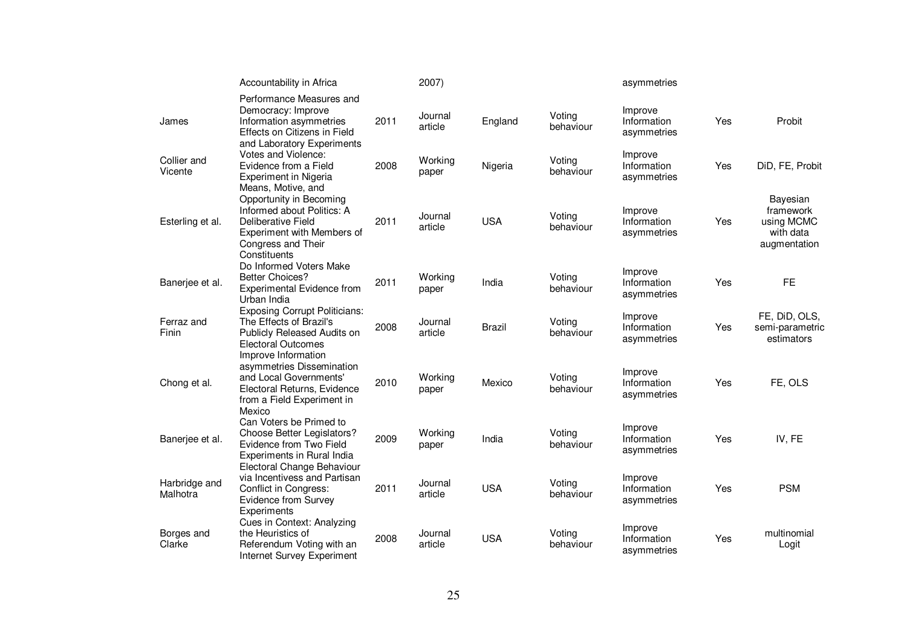| | | | | | | | | |
|---|---|---|---|---|---|---|---|---|
| | Accountability in Africa | | 2007) | | | asymmetries | | |
| James | Performance Measures and Democracy: Improve Information asymmetries Effects on Citizens in Field and Laboratory Experiments | 2011 | Journal article | England | Voting behaviour | Improve Information asymmetries | Yes | Probit |
| Collier and Vicente | Votes and Violence: Evidence from a Field Experiment in Nigeria | 2008 | Working paper | Nigeria | Voting behaviour | Improve Information asymmetries | Yes | DiD, FE, Probit |
| Esterling et al. | Means, Motive, and Opportunity in Becoming Informed about Politics: A Deliberative Field Experiment with Members of Congress and Their Constituents | 2011 | Journal article | USA | Voting behaviour | Improve Information asymmetries | Yes | Bayesian framework using MCMC with data augmentation |
| Banerjee et al. | Do Informed Voters Make Better Choices? Experimental Evidence from Urban India | 2011 | Working paper | India | Voting behaviour | Improve Information asymmetries | Yes | FE |
| Ferraz and Finin | Exposing Corrupt Politicians: The Effects of Brazil's Publicly Released Audits on Electoral Outcomes | 2008 | Journal article | Brazil | Voting behaviour | Improve Information asymmetries | Yes | FE, DiD, OLS, semi-parametric estimators |
| Chong et al. | Improve Information asymmetries Dissemination and Local Governments' Electoral Returns, Evidence from a Field Experiment in Mexico | 2010 | Working paper | Mexico | Voting behaviour | Improve Information asymmetries | Yes | FE, OLS |
| Banerjee et al. | Can Voters be Primed to Choose Better Legislators? Evidence from Two Field Experiments in Rural India | 2009 | Working paper | India | Voting behaviour | Improve Information asymmetries | Yes | IV, FE |
| Harbridge and Malhotra | Electoral Change Behaviour via Incentivess and Partisan Conflict in Congress: Evidence from Survey Experiments | 2011 | Journal article | USA | Voting behaviour | Improve Information asymmetries | Yes | PSM |
| Borges and Clarke | Cues in Context: Analyzing the Heuristics of Referendum Voting with an Internet Survey Experiment | 2008 | Journal article | USA | Voting behaviour | Improve Information asymmetries | Yes | multinomial Logit |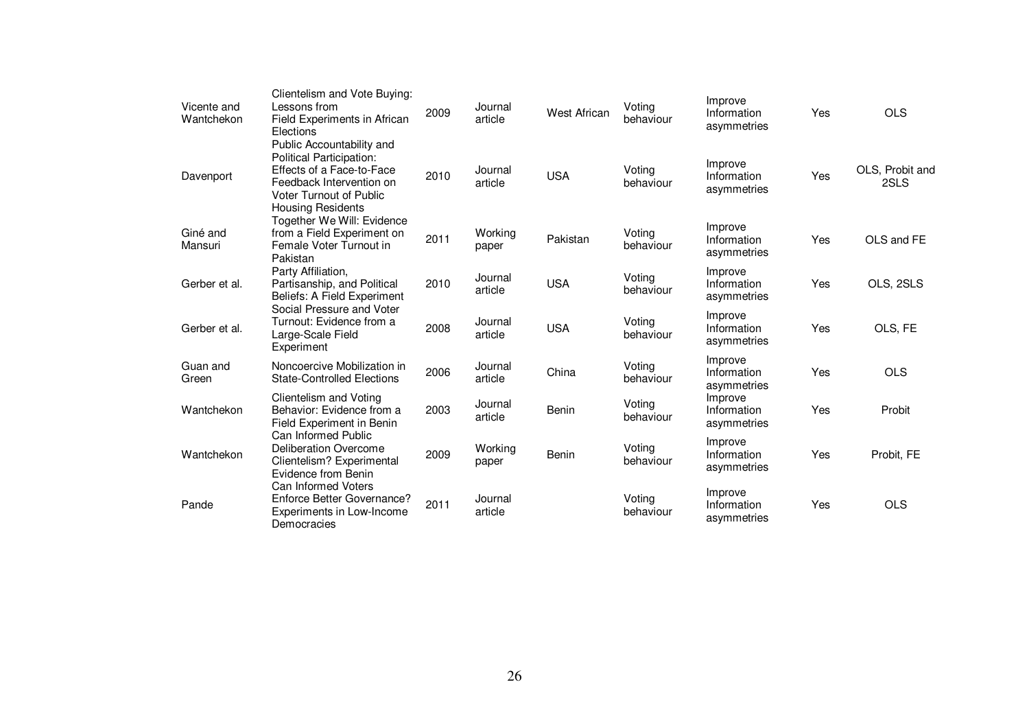| | | | | | | | | |
|---|---|---|---|---|---|---|---|---|
| Vicente and Wantchekon | Clientelism and Vote Buying: Lessons from Field Experiments in African Elections | 2009 | Journal article | West African | Voting behaviour | Improve Information asymmetries | Yes | OLS |
| Davenport | Public Accountability and Political Participation: Effects of a Face-to-Face Feedback Intervention on Voter Turnout of Public Housing Residents | 2010 | Journal article | USA | Voting behaviour | Improve Information asymmetries | Yes | OLS, Probit and 2SLS |
| Giné and Mansuri | Together We Will: Evidence from a Field Experiment on Female Voter Turnout in Pakistan | 2011 | Working paper | Pakistan | Voting behaviour | Improve Information asymmetries | Yes | OLS and FE |
| Gerber et al. | Party Affiliation, Partisanship, and Political Beliefs: A Field Experiment | 2010 | Journal article | USA | Voting behaviour | Improve Information asymmetries | Yes | OLS, 2SLS |
| Gerber et al. | Social Pressure and Voter Turnout: Evidence from a Large-Scale Field Experiment | 2008 | Journal article | USA | Voting behaviour | Improve Information asymmetries | Yes | OLS, FE |
| Guan and Green | Noncoercive Mobilization in State-Controlled Elections | 2006 | Journal article | China | Voting behaviour | Improve Information asymmetries | Yes | OLS |
| Wantchekon | Clientelism and Voting Behavior: Evidence from a Field Experiment in Benin | 2003 | Journal article | Benin | Voting behaviour | Improve Information asymmetries | Yes | Probit |
| Wantchekon | Can Informed Public Deliberation Overcome Clientelism? Experimental Evidence from Benin | 2009 | Working paper | Benin | Voting behaviour | Improve Information asymmetries | Yes | Probit, FE |
| Pande | Can Informed Voters Enforce Better Governance? Experiments in Low-Income Democracies | 2011 | Journal article | | Voting behaviour | Improve Information asymmetries | Yes | OLS |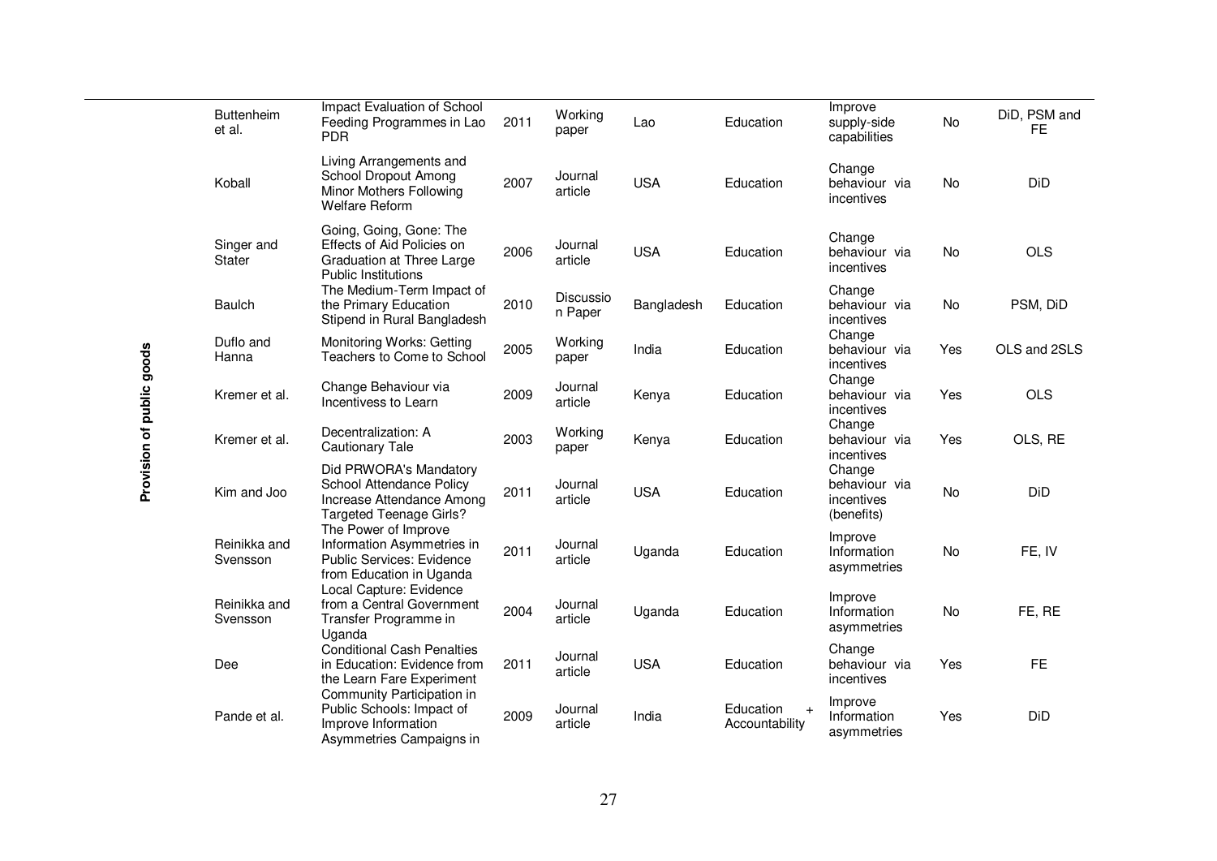| | | | | | | | | | |
|---|---|---|---|---|---|---|---|---|---|
| Provision of public goods | Buttenheim et al. | Impact Evaluation of School Feeding Programmes in Lao PDR | 2011 | Working paper | Lao | Education | Improve supply-side capabilities | No | DiD, PSM and FE |
| | Koball | Living Arrangements and School Dropout Among Minor Mothers Following Welfare Reform | 2007 | Journal article | USA | Education | Change behaviour via incentives | No | DiD |
| | Singer and Stater | Going, Going, Gone: The Effects of Aid Policies on Graduation at Three Large Public Institutions | 2006 | Journal article | USA | Education | Change behaviour via incentives | No | OLS |
| | Baulch | The Medium-Term Impact of the Primary Education Stipend in Rural Bangladesh | 2010 | Discussion Paper | Bangladesh | Education | Change behaviour via incentives | No | PSM, DiD |
| | Duflo and Hanna | Monitoring Works: Getting Teachers to Come to School | 2005 | Working paper | India | Education | Change behaviour via incentives | Yes | OLS and 2SLS |
| | Kremer et al. | Change Behaviour via Incentivess to Learn | 2009 | Journal article | Kenya | Education | Change behaviour via incentives | Yes | OLS |
| | Kremer et al. | Decentralization: A Cautionary Tale | 2003 | Working paper | Kenya | Education | Change behaviour via incentives | Yes | OLS, RE |
| | Kim and Joo | Did PRWORA's Mandatory School Attendance Policy Increase Attendance Among Targeted Teenage Girls? | 2011 | Journal article | USA | Education | Change behaviour via incentives (benefits) | No | DiD |
| | Reinikka and Svensson | The Power of Improve Information Asymmetries in Public Services: Evidence from Education in Uganda | 2011 | Journal article | Uganda | Education | Improve Information asymmetries | No | FE, IV |
| | Reinikka and Svensson | Local Capture: Evidence from a Central Government Transfer Programme in Uganda | 2004 | Journal article | Uganda | Education | Improve Information asymmetries | No | FE, RE |
| | Dee | Conditional Cash Penalties in Education: Evidence from the Learn Fare Experiment | 2011 | Journal article | USA | Education | Change behaviour via incentives | Yes | FE |
| | Pande et al. | Community Participation in Public Schools: Impact of Improve Information Asymmetries Campaigns in | 2009 | Journal article | India | Education + Accountability | Improve Information asymmetries | Yes | DiD |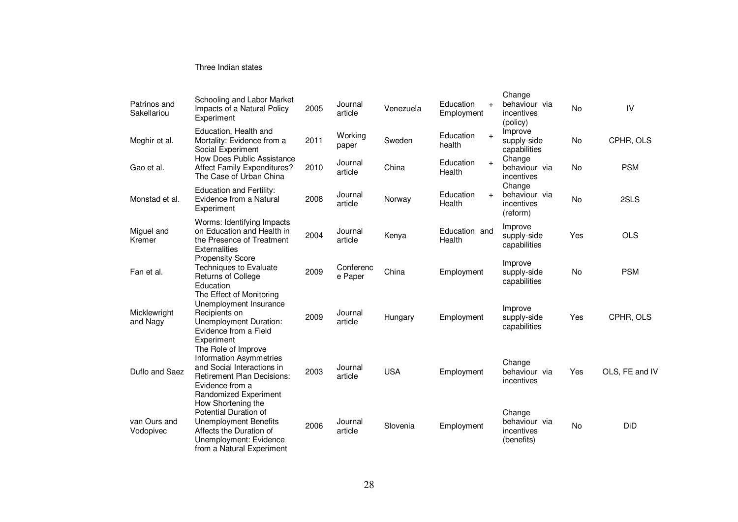|  | Three Indian states |  |  |  |  |  |  |  |
|---|---|---|---|---|---|---|---|---|
| Patrinos and Sakellariou | Schooling and Labor Market Impacts of a Natural Policy Experiment | 2005 | Journal article | Venezuela | Education + Employment | Change behaviour via incentives (policy) | No | IV |
| Meghir et al. | Education, Health and Mortality: Evidence from a Social Experiment | 2011 | Working paper | Sweden | Education + health | Improve supply-side capabilities | No | CPHR, OLS |
| Gao et al. | How Does Public Assistance Affect Family Expenditures? The Case of Urban China | 2010 | Journal article | China | Education + Health | Change behaviour via incentives | No | PSM |
| Monstad et al. | Education and Fertility: Evidence from a Natural Experiment | 2008 | Journal article | Norway | Education + Health | Change behaviour via incentives (reform) | No | 2SLS |
| Miguel and Kremer | Worms: Identifying Impacts on Education and Health in the Presence of Treatment Externalities | 2004 | Journal article | Kenya | Education and Health | Improve supply-side capabilities | Yes | OLS |
| Fan et al. | Propensity Score Techniques to Evaluate Returns of College Education | 2009 | Conference Paper | China | Employment | Improve supply-side capabilities | No | PSM |
| Micklewright and Nagy | The Effect of Monitoring Unemployment Insurance Recipients on Unemployment Duration: Evidence from a Field Experiment | 2009 | Journal article | Hungary | Employment | Improve supply-side capabilities | Yes | CPHR, OLS |
| Duflo and Saez | The Role of Improve Information Asymmetries and Social Interactions in Retirement Plan Decisions: Evidence from a Randomized Experiment | 2003 | Journal article | USA | Employment | Change behaviour via incentives | Yes | OLS, FE and IV |
| van Ours and Vodopivec | How Shortening the Potential Duration of Unemployment Benefits Affects the Duration of Unemployment: Evidence from a Natural Experiment | 2006 | Journal article | Slovenia | Employment | Change behaviour via incentives (benefits) | No | DiD |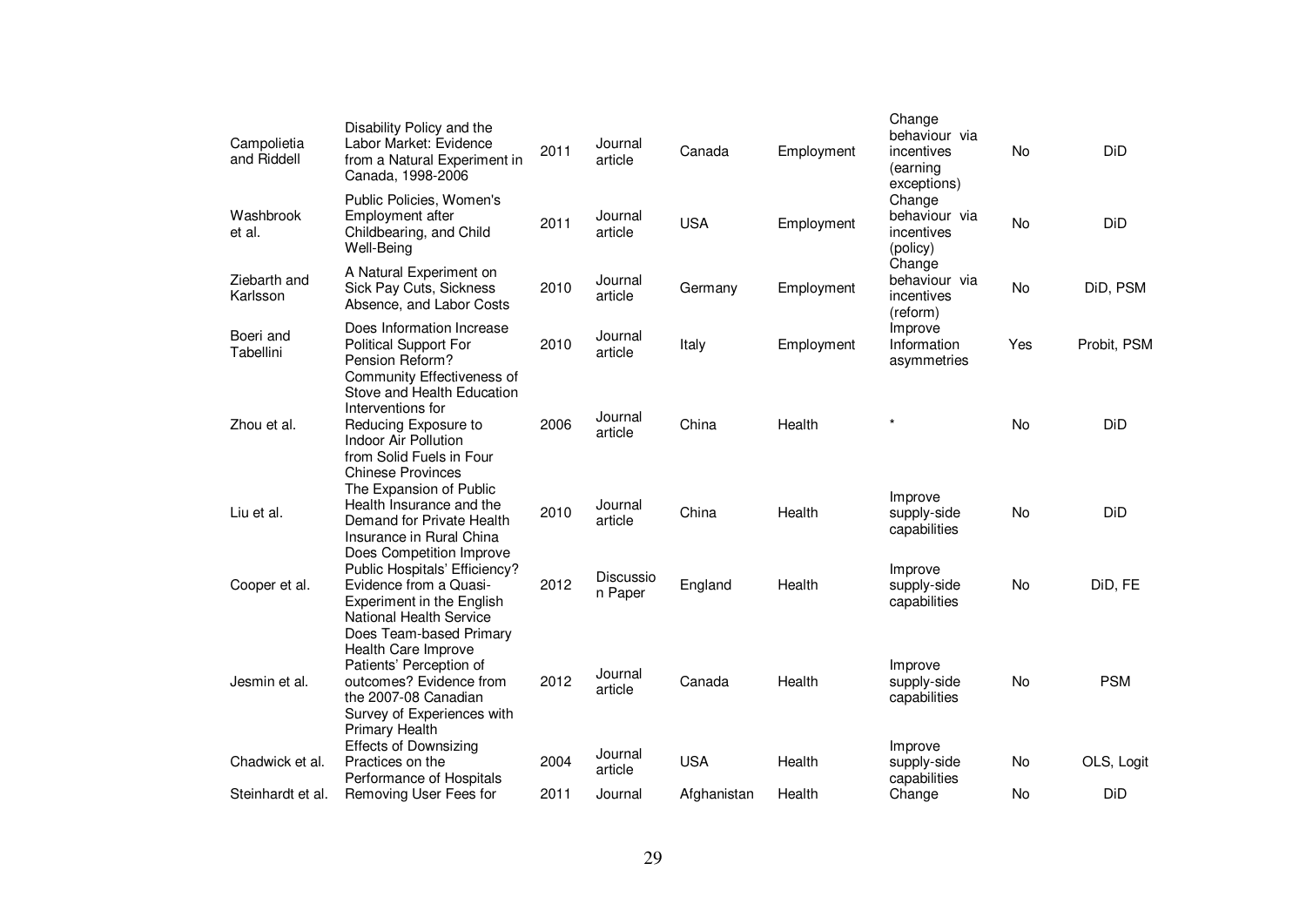| | | | | | | | | |
|---|---|---|---|---|---|---|---|---|
| Campolietia and Riddell | Disability Policy and the Labor Market: Evidence from a Natural Experiment in Canada, 1998-2006 | 2011 | Journal article | Canada | Employment | Change behaviour via incentives (earning exceptions) | No | DiD |
| Washbrook et al. | Public Policies, Women's Employment after Childbearing, and Child Well-Being | 2011 | Journal article | USA | Employment | Change behaviour via incentives (policy) | No | DiD |
| Ziebarth and Karlsson | A Natural Experiment on Sick Pay Cuts, Sickness Absence, and Labor Costs | 2010 | Journal article | Germany | Employment | Change behaviour via incentives (reform) | No | DiD, PSM |
| Boeri and Tabellini | Does Information Increase Political Support For Pension Reform? | 2010 | Journal article | Italy | Employment | Improve Information asymmetries | Yes | Probit, PSM |
| Zhou et al. | Community Effectiveness of Stove and Health Education Interventions for Reducing Exposure to Indoor Air Pollution from Solid Fuels in Four Chinese Provinces | 2006 | Journal article | China | Health | * | No | DiD |
| Liu et al. | The Expansion of Public Health Insurance and the Demand for Private Health Insurance in Rural China | 2010 | Journal article | China | Health | Improve supply-side capabilities | No | DiD |
| Cooper et al. | Does Competition Improve Public Hospitals' Efficiency? Evidence from a Quasi-Experiment in the English National Health Service | 2012 | Discussion Paper | England | Health | Improve supply-side capabilities | No | DiD, FE |
| Jesmin et al. | Does Team-based Primary Health Care Improve Patients' Perception of outcomes? Evidence from the 2007-08 Canadian Survey of Experiences with Primary Health | 2012 | Journal article | Canada | Health | Improve supply-side capabilities | No | PSM |
| Chadwick et al. | Effects of Downsizing Practices on the Performance of Hospitals | 2004 | Journal article | USA | Health | Improve supply-side capabilities | No | OLS, Logit |
| Steinhardt et al. | Removing User Fees for | 2011 | Journal | Afghanistan | Health | Change | No | DiD |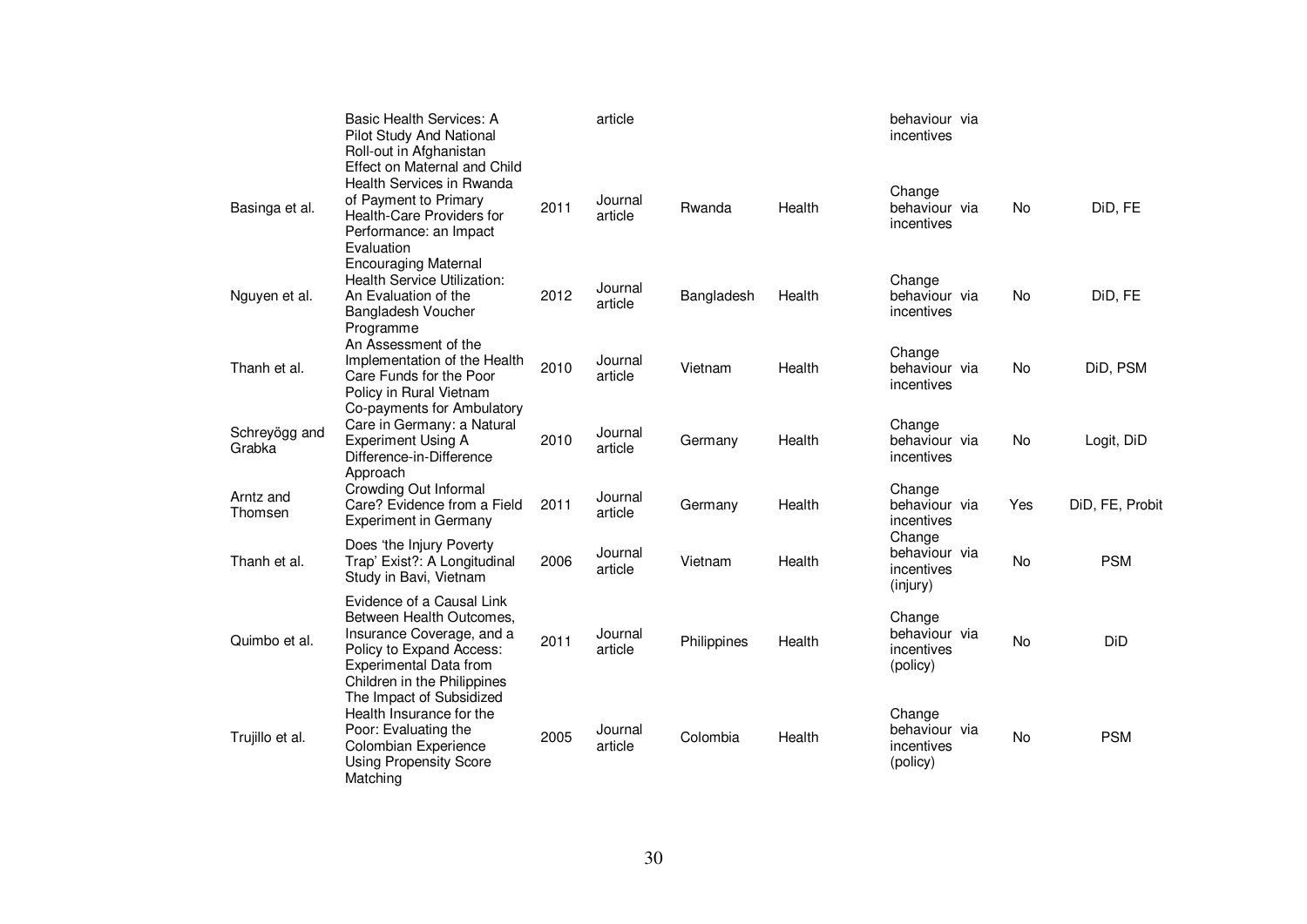| | | | | | | | | |
|---|---|---|---|---|---|---|---|---|
| | Basic Health Services: A Pilot Study And National Roll-out in Afghanistan | | article | | | behaviour via incentives | | |
| Basinga et al. | Effect on Maternal and Child Health Services in Rwanda of Payment to Primary Health-Care Providers for Performance: an Impact Evaluation | 2011 | Journal article | Rwanda | Health | Change behaviour via incentives | No | DiD, FE |
| Nguyen et al. | Encouraging Maternal Health Service Utilization: An Evaluation of the Bangladesh Voucher Programme | 2012 | Journal article | Bangladesh | Health | Change behaviour via incentives | No | DiD, FE |
| Thanh et al. | An Assessment of the Implementation of the Health Care Funds for the Poor Policy in Rural Vietnam | 2010 | Journal article | Vietnam | Health | Change behaviour via incentives | No | DiD, PSM |
| Schreyögg and Grabka | Co-payments for Ambulatory Care in Germany: a Natural Experiment Using A Difference-in-Difference Approach | 2010 | Journal article | Germany | Health | Change behaviour via incentives | No | Logit, DiD |
| Arntz and Thomsen | Crowding Out Informal Care? Evidence from a Field Experiment in Germany | 2011 | Journal article | Germany | Health | Change behaviour via incentives | Yes | DiD, FE, Probit |
| Thanh et al. | Does 'the Injury Poverty Trap' Exist?: A Longitudinal Study in Bavi, Vietnam | 2006 | Journal article | Vietnam | Health | Change behaviour via incentives (injury) | No | PSM |
| Quimbo et al. | Evidence of a Causal Link Between Health Outcomes, Insurance Coverage, and a Policy to Expand Access: Experimental Data from Children in the Philippines | 2011 | Journal article | Philippines | Health | Change behaviour via incentives (policy) | No | DiD |
| Trujillo et al. | The Impact of Subsidized Health Insurance for the Poor: Evaluating the Colombian Experience Using Propensity Score Matching | 2005 | Journal article | Colombia | Health | Change behaviour via incentives (policy) | No | PSM |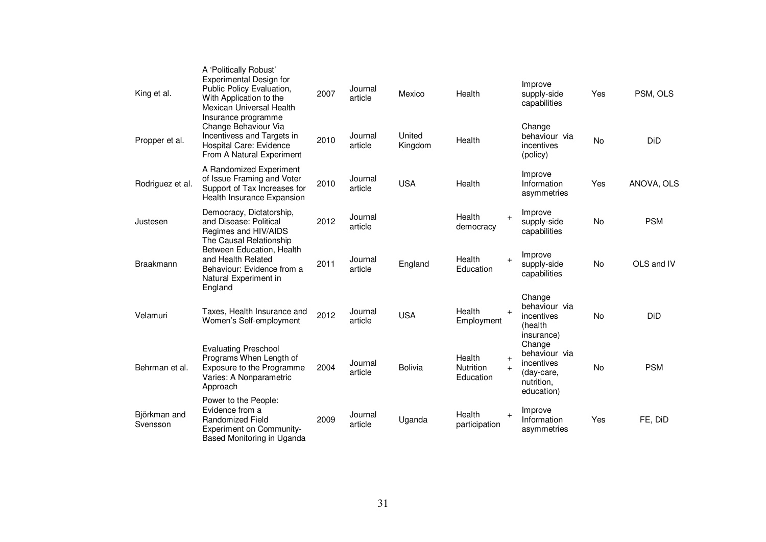| | | | | | | | | |
|---|---|---|---|---|---|---|---|---|
| King et al. | A 'Politically Robust' Experimental Design for Public Policy Evaluation, With Application to the Mexican Universal Health Insurance programme | 2007 | Journal article | Mexico | Health | Improve supply-side capabilities | Yes | PSM, OLS |
| Propper et al. | Change Behaviour Via Incentivess and Targets in Hospital Care: Evidence From A Natural Experiment | 2010 | Journal article | United Kingdom | Health | Change behaviour via incentives (policy) | No | DiD |
| Rodriguez et al. | A Randomized Experiment of Issue Framing and Voter Support of Tax Increases for Health Insurance Expansion | 2010 | Journal article | USA | Health | Improve Information asymmetries | Yes | ANOVA, OLS |
| Justesen | Democracy, Dictatorship, and Disease: Political Regimes and HIV/AIDS | 2012 | Journal article | | Health + democracy | Improve supply-side capabilities | No | PSM |
| Braakmann | The Causal Relationship Between Education, Health and Health Related Behaviour: Evidence from a Natural Experiment in England | 2011 | Journal article | England | Health + Education | Improve supply-side capabilities | No | OLS and IV |
| Velamuri | Taxes, Health Insurance and Women's Self-employment | 2012 | Journal article | USA | Health + Employment | Change behaviour via incentives (health insurance) | No | DiD |
| Behrman et al. | Evaluating Preschool Programs When Length of Exposure to the Programme Varies: A Nonparametric Approach | 2004 | Journal article | Bolivia | Health + Nutrition + Education | Change behaviour via incentives (day-care, nutrition, education) | No | PSM |
| Björkman and Svensson | Power to the People: Evidence from a Randomized Field Experiment on Community-Based Monitoring in Uganda | 2009 | Journal article | Uganda | Health + participation | Improve Information asymmetries | Yes | FE, DiD |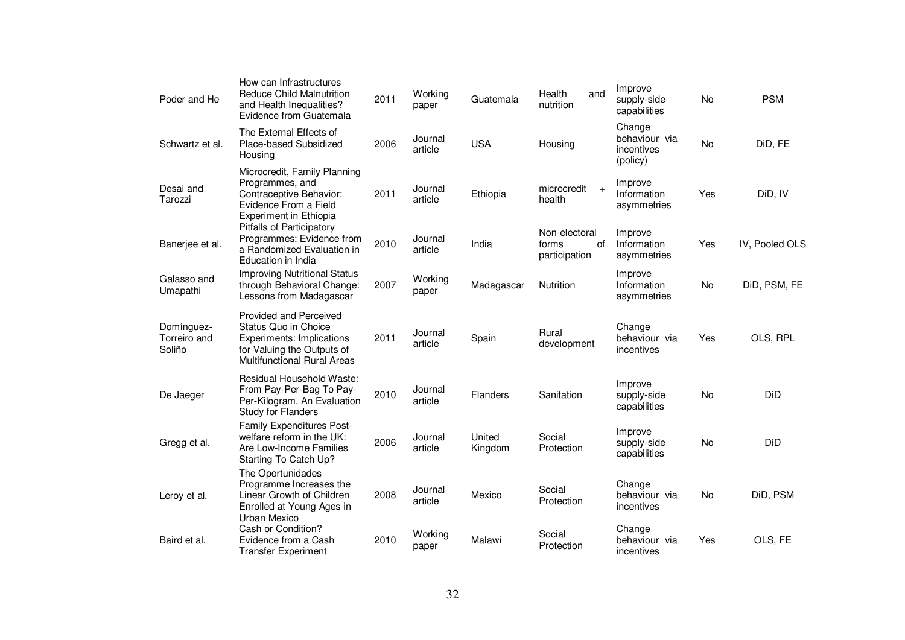| | | | | | | | | |
|---|---|---|---|---|---|---|---|---|
| Poder and He | How can Infrastructures Reduce Child Malnutrition and Health Inequalities? Evidence from Guatemala | 2011 | Working paper | Guatemala | Health and nutrition | Improve supply-side capabilities | No | PSM |
| Schwartz et al. | The External Effects of Place-based Subsidized Housing | 2006 | Journal article | USA | Housing | Change behaviour via incentives (policy) | No | DiD, FE |
| Desai and Tarozzi | Microcredit, Family Planning Programmes, and Contraceptive Behavior: Evidence From a Field Experiment in Ethiopia | 2011 | Journal article | Ethiopia | microcredit + health | Improve Information asymmetries | Yes | DiD, IV |
| Banerjee et al. | Pitfalls of Participatory Programmes: Evidence from a Randomized Evaluation in Education in India | 2010 | Journal article | India | Non-electoral forms of participation | Improve Information asymmetries | Yes | IV, Pooled OLS |
| Galasso and Umapathi | Improving Nutritional Status through Behavioral Change: Lessons from Madagascar | 2007 | Working paper | Madagascar | Nutrition | Improve Information asymmetries | No | DiD, PSM, FE |
| Domínguez-Torreiro and Soliño | Provided and Perceived Status Quo in Choice Experiments: Implications for Valuing the Outputs of Multifunctional Rural Areas | 2011 | Journal article | Spain | Rural development | Change behaviour via incentives | Yes | OLS, RPL |
| De Jaeger | Residual Household Waste: From Pay-Per-Bag To Pay-Per-Kilogram. An Evaluation Study for Flanders | 2010 | Journal article | Flanders | Sanitation | Improve supply-side capabilities | No | DiD |
| Gregg et al. | Family Expenditures Post-welfare reform in the UK: Are Low-Income Families Starting To Catch Up? | 2006 | Journal article | United Kingdom | Social Protection | Improve supply-side capabilities | No | DiD |
| Leroy et al. | The Oportunidades Programme Increases the Linear Growth of Children Enrolled at Young Ages in Urban Mexico | 2008 | Journal article | Mexico | Social Protection | Change behaviour via incentives | No | DiD, PSM |
| Baird et al. | Cash or Condition? Evidence from a Cash Transfer Experiment | 2010 | Working paper | Malawi | Social Protection | Change behaviour via incentives | Yes | OLS, FE |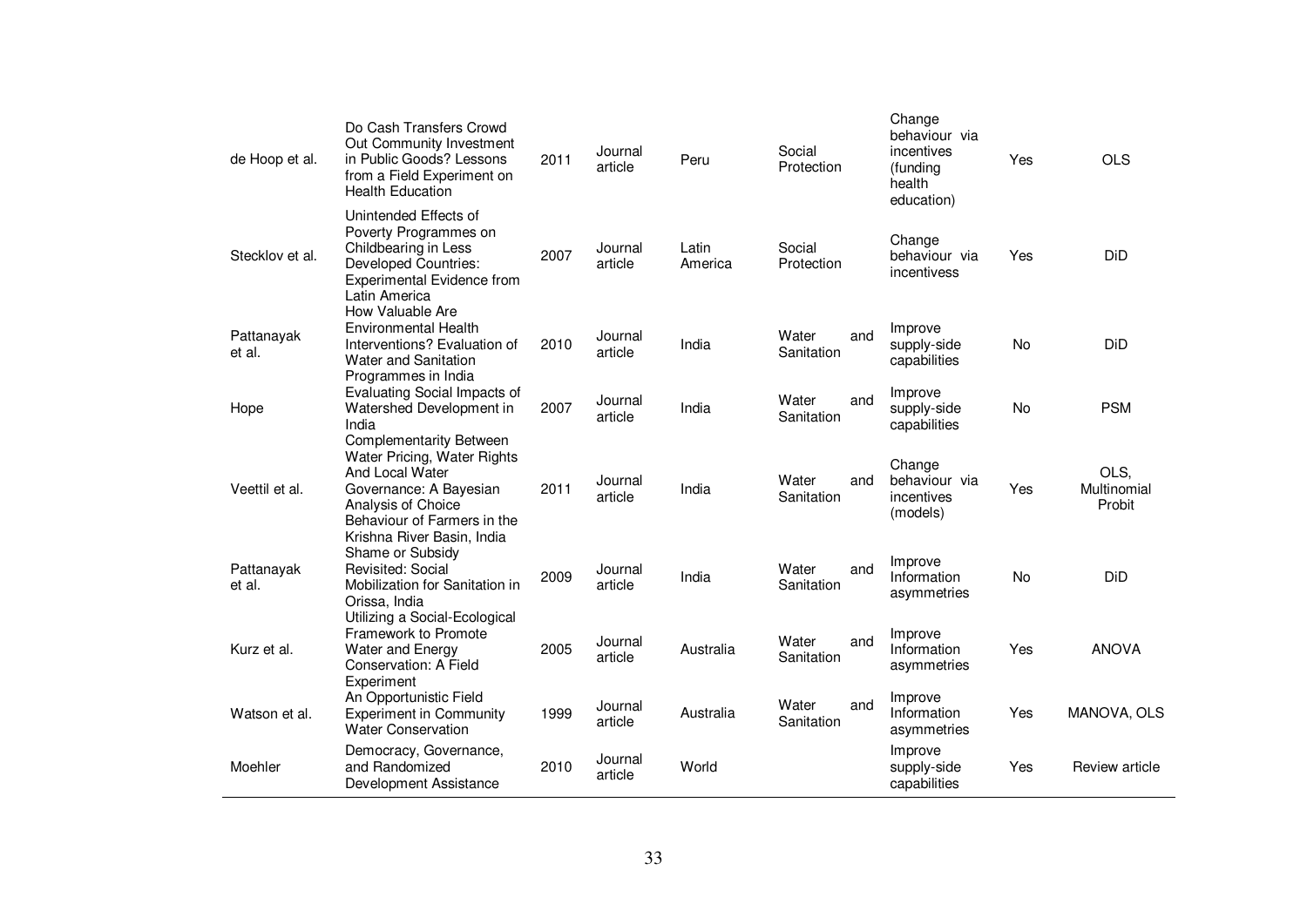| | | | | | | | | |
|---|---|---|---|---|---|---|---|---|
| de Hoop et al. | Do Cash Transfers Crowd Out Community Investment in Public Goods? Lessons from a Field Experiment on Health Education | 2011 | Journal article | Peru | Social Protection | Change behaviour via incentives (funding health education) | Yes | OLS |
| Stecklov et al. | Unintended Effects of Poverty Programmes on Childbearing in Less Developed Countries: Experimental Evidence from Latin America | 2007 | Journal article | Latin America | Social Protection | Change behaviour via incentivess | Yes | DiD |
| Pattanayak et al. | How Valuable Are Environmental Health Interventions? Evaluation of Water and Sanitation Programmes in India | 2010 | Journal article | India | Water and Sanitation | Improve supply-side capabilities | No | DiD |
| Hope | Evaluating Social Impacts of Watershed Development in India | 2007 | Journal article | India | Water and Sanitation | Improve supply-side capabilities | No | PSM |
| Veettil et al. | Complementarity Between Water Pricing, Water Rights And Local Water Governance: A Bayesian Analysis of Choice Behaviour of Farmers in the Krishna River Basin, India | 2011 | Journal article | India | Water and Sanitation | Change behaviour via incentives (models) | Yes | OLS, Multinomial Probit |
| Pattanayak et al. | Shame or Subsidy Revisited: Social Mobilization for Sanitation in Orissa, India | 2009 | Journal article | India | Water and Sanitation | Improve Information asymmetries | No | DiD |
| Kurz et al. | Utilizing a Social-Ecological Framework to Promote Water and Energy Conservation: A Field Experiment | 2005 | Journal article | Australia | Water and Sanitation | Improve Information asymmetries | Yes | ANOVA |
| Watson et al. | An Opportunistic Field Experiment in Community Water Conservation | 1999 | Journal article | Australia | Water and Sanitation | Improve Information asymmetries | Yes | MANOVA, OLS |
| Moehler | Democracy, Governance, and Randomized Development Assistance | 2010 | Journal article | World | | Improve supply-side capabilities | Yes | Review article |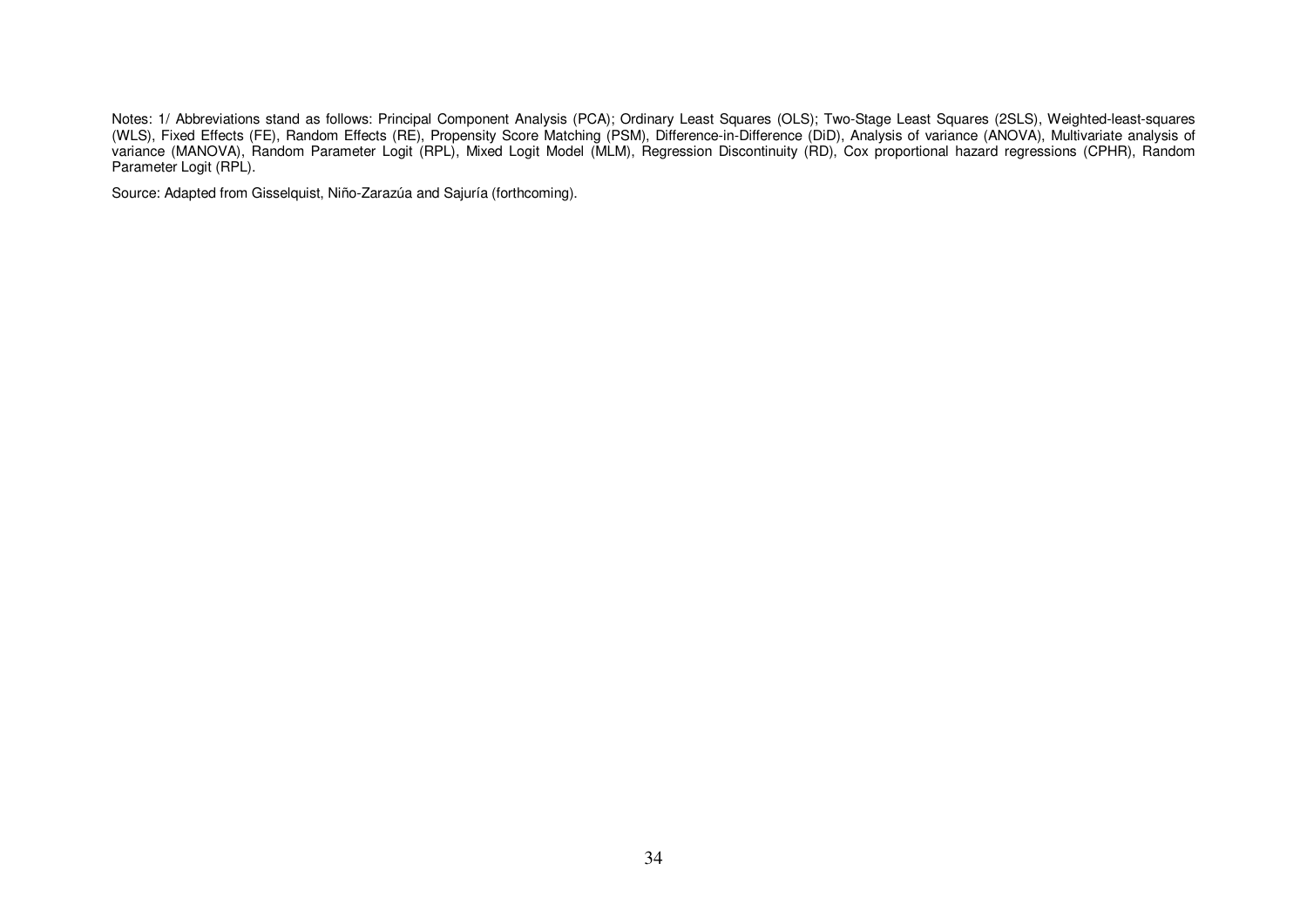Notes: 1/ Abbreviations stand as follows: Principal Component Analysis (PCA); Ordinary Least Squares (OLS); Two-Stage Least Squares (2SLS), Weighted-least-squares (WLS), Fixed Effects (FE), Random Effects (RE), Propensity Score Matching (PSM), Difference-in-Difference (DiD), Analysis of variance (ANOVA), Multivariate analysis of variance (MANOVA), Random Parameter Logit (RPL), Mixed Logit Model (MLM), Regression Discontinuity (RD), Cox proportional hazard regressions (CPHR), Random Parameter Logit (RPL).

Source: Adapted from Gisselquist, Niño-Zarazúa and Sajuría (forthcoming).